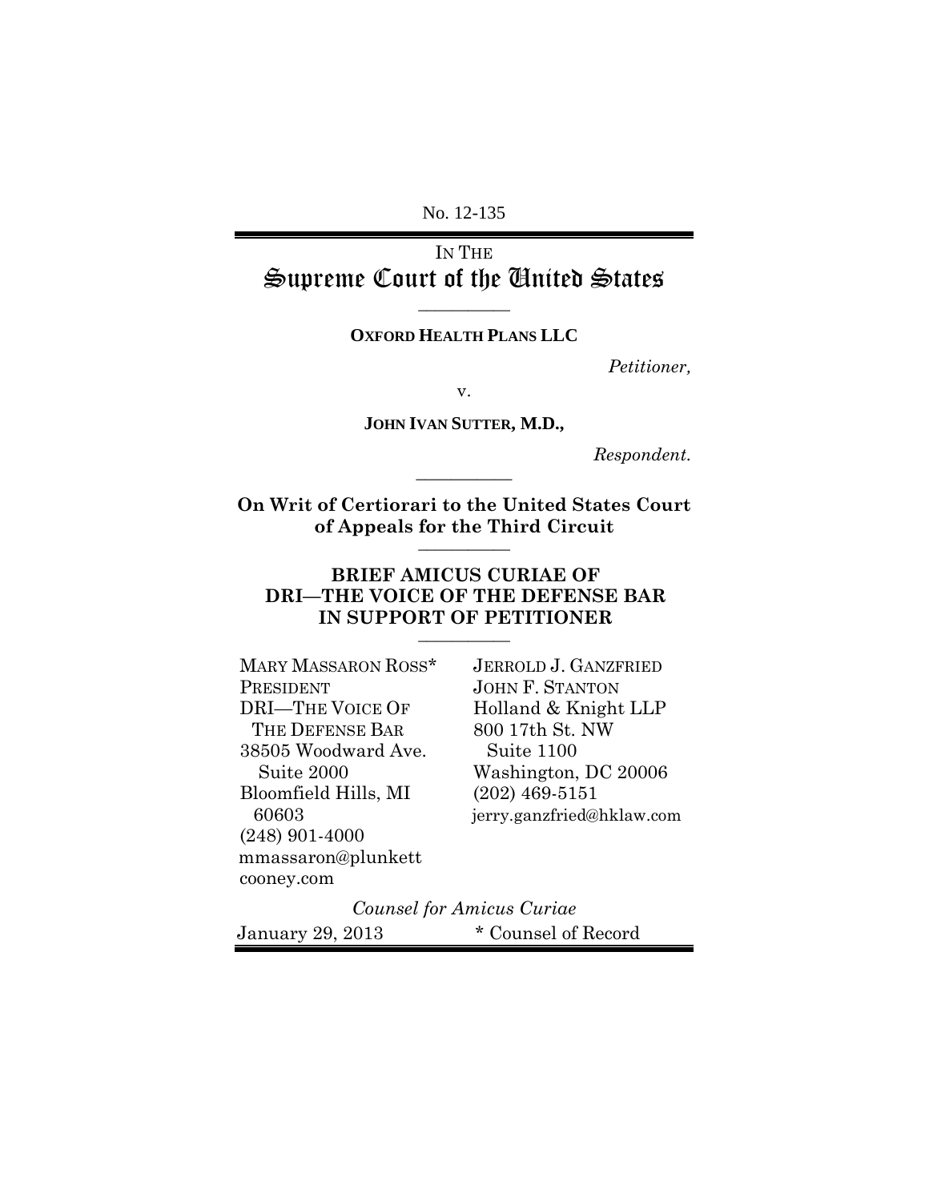No. 12-135

IN THE

# Supreme Court of the United States

---

**OXFORD HEALTH PLANS LLC**

*Petitioner,*

v.

**JOHN IVAN SUTTER, M.D.,**

*Respondent.*

---

**On Writ of Certiorari to the United States Court of Appeals for the Third Circuit**

---

## BRIEF AMICUS CURIAE OF DRI—THE VOICE OF THE DEFENSE BAR IN SUPPORT OF PETITIONER

---

MARY MASSARON ROSS*
PRESIDENT
DRI—THE VOICE OF THE DEFENSE BAR
38505 Woodward Ave. Suite 2000
Bloomfield Hills, MI 60603
(248) 901-4000
mmassaron@plunkettcooney.com

JERROLD J. GANZFRIED
JOHN F. STANTON
Holland & Knight LLP
800 17th St. NW Suite 1100
Washington, DC 20006
(202) 469-5151
jerry.ganzfried@hklaw.com

*Counsel for Amicus Curiae*

January 29, 2013

\* Counsel of Record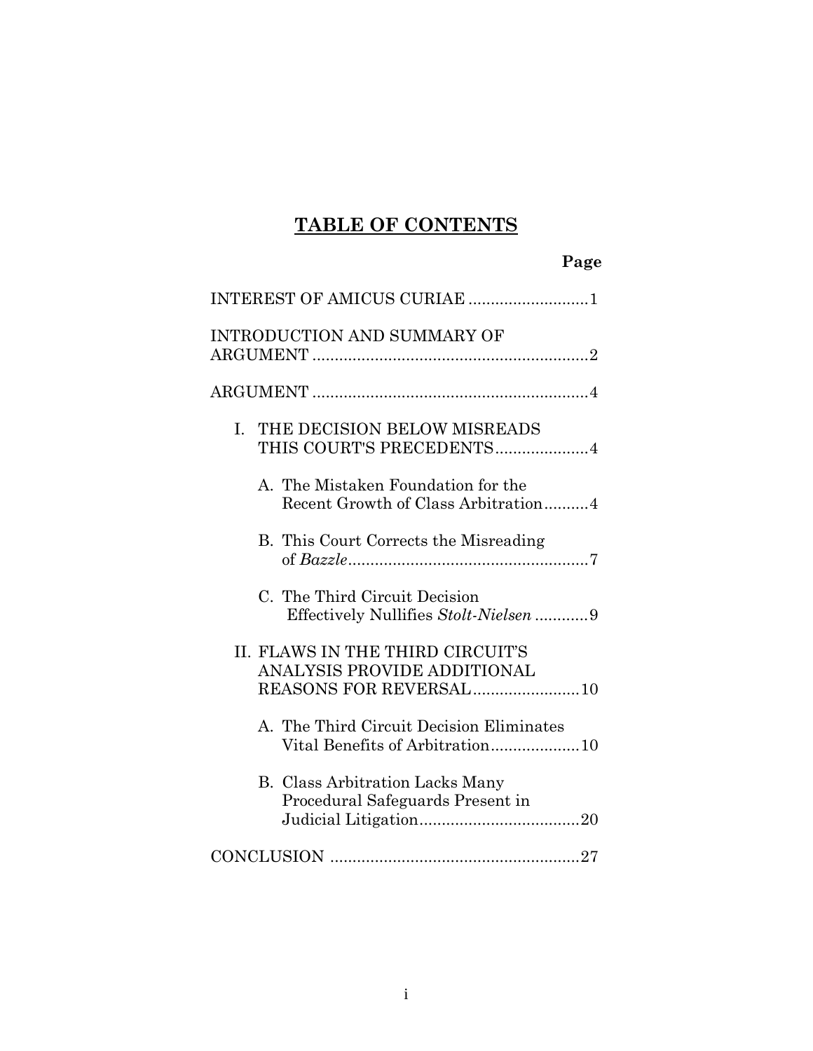# TABLE OF CONTENTS

**Page**

INTEREST OF AMICUS CURIAE ........................... 1

INTRODUCTION AND SUMMARY OF ARGUMENT ............................................................... 2

ARGUMENT ............................................................... 4

I. THE DECISION BELOW MISREADS THIS COURT'S PRECEDENTS ..................... 4

   A. The Mistaken Foundation for the Recent Growth of Class Arbitration .......... 4

   B. This Court Corrects the Misreading of *Bazzle* ...................................................... 7

   C. The Third Circuit Decision Effectively Nullifies *Stolt-Nielsen* ............ 9

II. FLAWS IN THE THIRD CIRCUIT'S ANALYSIS PROVIDE ADDITIONAL REASONS FOR REVERSAL ........................ 10

   A. The Third Circuit Decision Eliminates Vital Benefits of Arbitration .................... 10

   B. Class Arbitration Lacks Many Procedural Safeguards Present in Judicial Litigation .................................... 20

CONCLUSION ........................................................ 27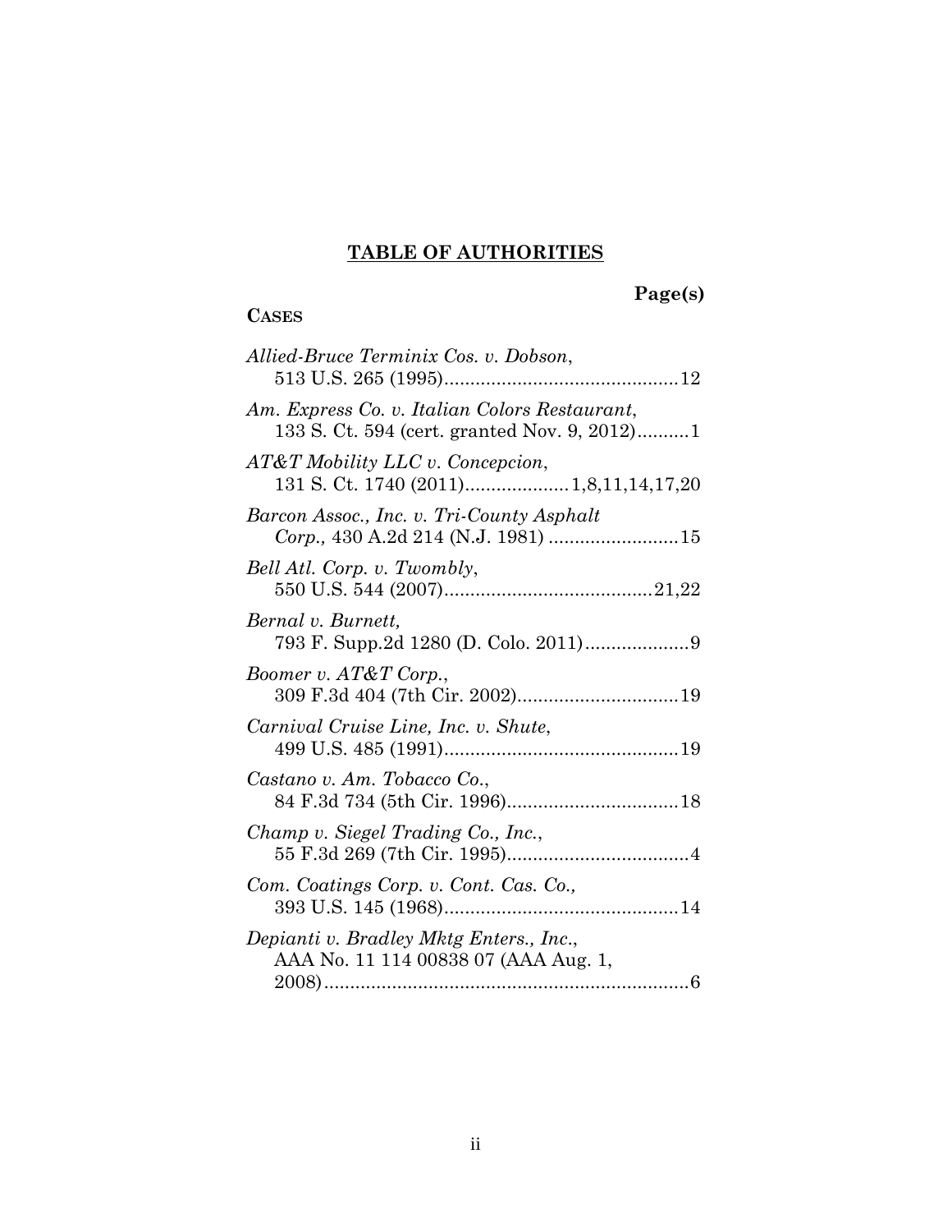## TABLE OF AUTHORITIES

**Page(s)**

**CASES**

*Allied-Bruce Terminix Cos. v. Dobson*,
513 U.S. 265 (1995)............................................12

*Am. Express Co. v. Italian Colors Restaurant*,
133 S. Ct. 594 (cert. granted Nov. 9, 2012)..........1

*AT&T Mobility LLC v. Concepcion*,
131 S. Ct. 1740 (2011)....................1,8,11,14,17,20

*Barcon Assoc., Inc. v. Tri-County Asphalt Corp.,* 430 A.2d 214 (N.J. 1981) .........................15

*Bell Atl. Corp. v. Twombly*,
550 U.S. 544 (2007)........................................21,22

*Bernal v. Burnett,*
793 F. Supp.2d 1280 (D. Colo. 2011)....................9

*Boomer v. AT&T Corp.*,
309 F.3d 404 (7th Cir. 2002)...............................19

*Carnival Cruise Line, Inc. v. Shute*,
499 U.S. 485 (1991).............................................19

*Castano v. Am. Tobacco Co.*,
84 F.3d 734 (5th Cir. 1996).................................18

*Champ v. Siegel Trading Co., Inc.*,
55 F.3d 269 (7th Cir. 1995)...................................4

*Com. Coatings Corp. v. Cont. Cas. Co.,*
393 U.S. 145 (1968).............................................14

*Depianti v. Bradley Mktg Enters., Inc.*,
AAA No. 11 114 00838 07 (AAA Aug. 1, 2008)......................................................................6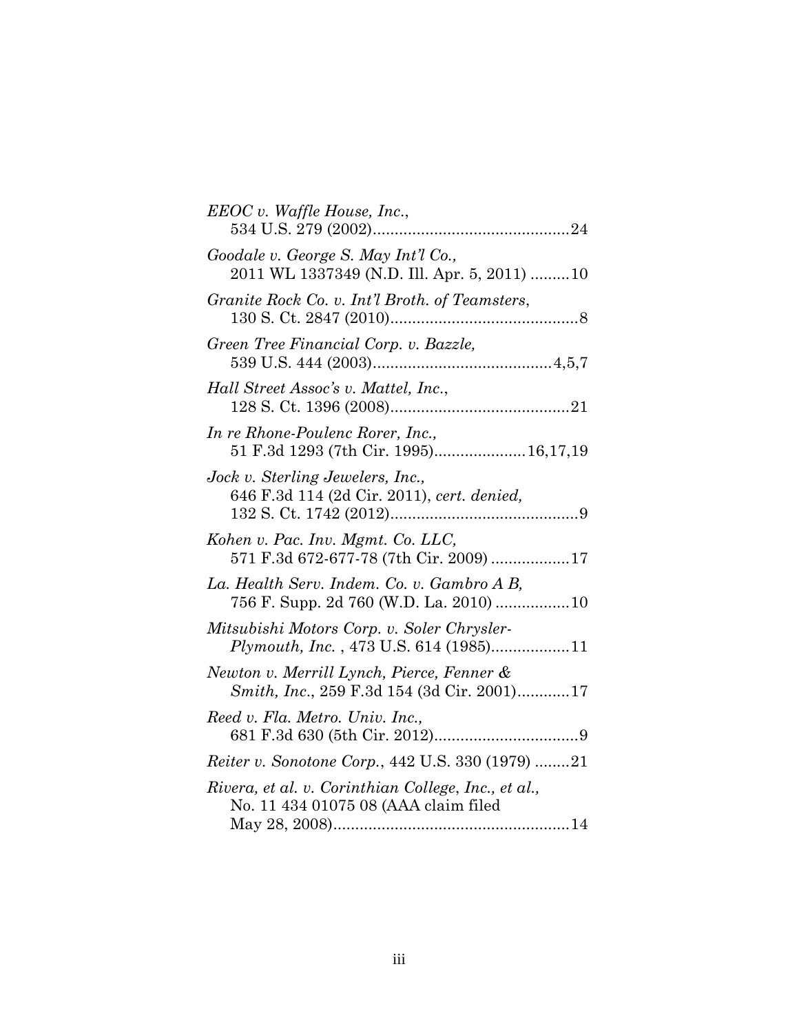*EEOC v. Waffle House, Inc.*,
534 U.S. 279 (2002)............................................24

*Goodale v. George S. May Int'l Co.,*
2011 WL 1337349 (N.D. Ill. Apr. 5, 2011) .........10

*Granite Rock Co. v. Int'l Broth. of Teamsters*,
130 S. Ct. 2847 (2010)...........................................8

*Green Tree Financial Corp. v. Bazzle,*
539 U.S. 444 (2003).........................................4,5,7

*Hall Street Assoc's v. Mattel, Inc.*,
128 S. Ct. 1396 (2008).........................................21

*In re Rhone-Poulenc Rorer, Inc.,*
51 F.3d 1293 (7th Cir. 1995)....................16,17,19

*Jock v. Sterling Jewelers, Inc.,*
646 F.3d 114 (2d Cir. 2011), *cert. denied,*
132 S. Ct. 1742 (2012)...........................................9

*Kohen v. Pac. Inv. Mgmt. Co. LLC,*
571 F.3d 672-677-78 (7th Cir. 2009) ..................17

*La. Health Serv. Indem. Co. v. Gambro A B,*
756 F. Supp. 2d 760 (W.D. La. 2010) .................10

*Mitsubishi Motors Corp. v. Soler Chrysler-Plymouth, Inc.* , 473 U.S. 614 (1985)..................11

*Newton v. Merrill Lynch, Pierce, Fenner & Smith, Inc.*, 259 F.3d 154 (3d Cir. 2001)............17

*Reed v. Fla. Metro. Univ. Inc.,*
681 F.3d 630 (5th Cir. 2012).................................9

*Reiter v. Sonotone Corp.*, 442 U.S. 330 (1979) ........21

*Rivera, et al. v. Corinthian College, Inc., et al.,*
No. 11 434 01075 08 (AAA claim filed
May 28, 2008)......................................................14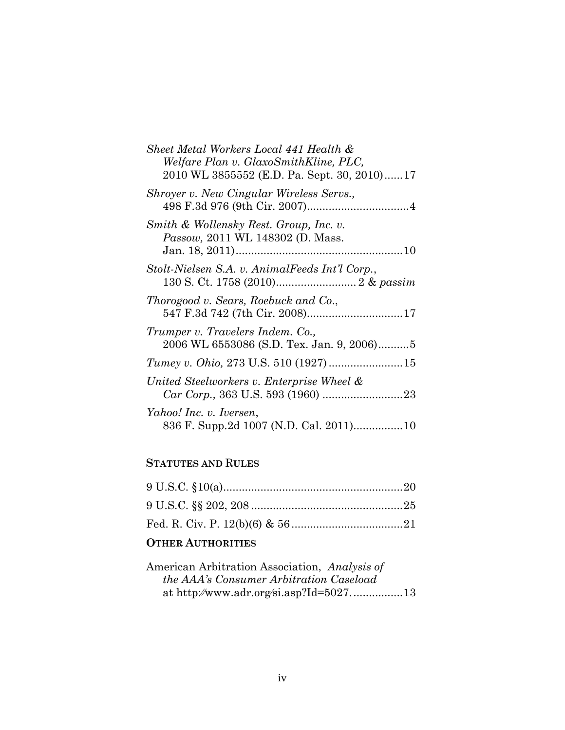*Sheet Metal Workers Local 441 Health & Welfare Plan v. GlaxoSmithKline, PLC*, 2010 WL 3855552 (E.D. Pa. Sept. 30, 2010)......17

*Shroyer v. New Cingular Wireless Servs.*, 498 F.3d 976 (9th Cir. 2007).................................4

*Smith & Wollensky Rest. Group, Inc. v. Passow*, 2011 WL 148302 (D. Mass. Jan. 18, 2011)......................................................10

*Stolt-Nielsen S.A. v. AnimalFeeds Int'l Corp.*, 130 S. Ct. 1758 (2010).......................... 2 & *passim*

*Thorogood v. Sears, Roebuck and Co.*, 547 F.3d 742 (7th Cir. 2008)...............................17

*Trumper v. Travelers Indem. Co.*, 2006 WL 6553086 (S.D. Tex. Jan. 9, 2006)..........5

*Tumey v. Ohio*, 273 U.S. 510 (1927)........................15

*United Steelworkers v. Enterprise Wheel & Car Corp.*, 363 U.S. 593 (1960) ..........................23

*Yahoo! Inc. v. Iversen*, 836 F. Supp.2d 1007 (N.D. Cal. 2011)................10

## STATUTES AND RULES

9 U.S.C. §10(a)..........................................................20

9 U.S.C. §§ 202, 208 .................................................25

Fed. R. Civ. P. 12(b)(6) & 56....................................21

## OTHER AUTHORITIES

American Arbitration Association, *Analysis of the AAA's Consumer Arbitration Caseload* at http://www.adr.org/si.asp?Id=5027. ................13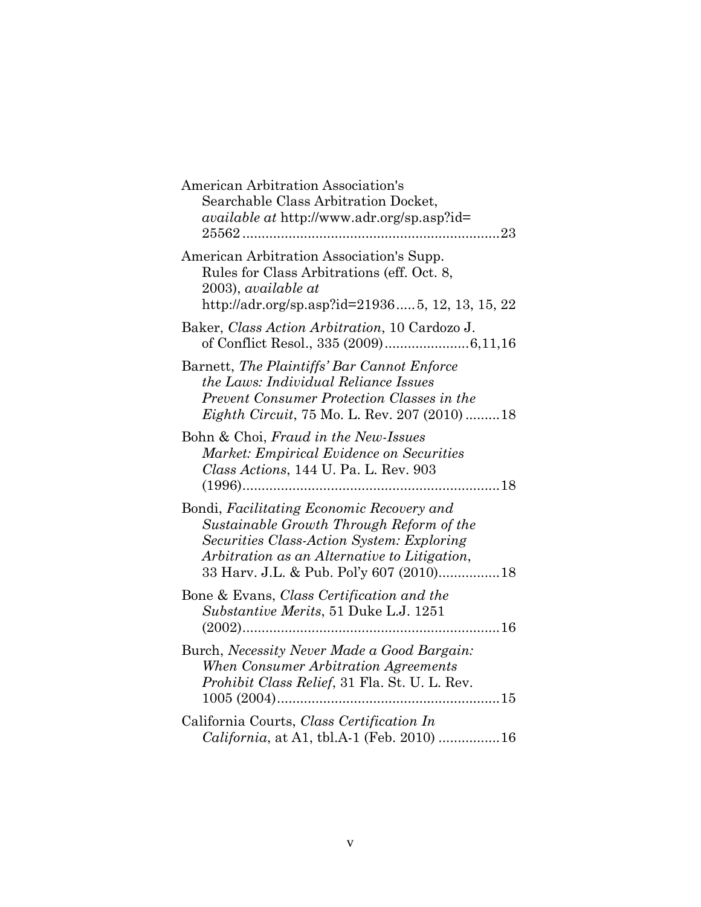American Arbitration Association's Searchable Class Arbitration Docket, *available at* http://www.adr.org/sp.asp?id=25562 ....................................................................23

American Arbitration Association's Supp. Rules for Class Arbitrations (eff. Oct. 8, 2003), *available at* http://adr.org/sp.asp?id=21936 ..... 5, 12, 13, 15, 22

Baker, *Class Action Arbitration*, 10 Cardozo J. of Conflict Resol., 335 (2009) ......................6,11,16

Barnett, *The Plaintiffs' Bar Cannot Enforce the Laws: Individual Reliance Issues Prevent Consumer Protection Classes in the Eighth Circuit*, 75 Mo. L. Rev. 207 (2010) .........18

Bohn & Choi, *Fraud in the New-Issues Market: Empirical Evidence on Securities Class Actions*, 144 U. Pa. L. Rev. 903 (1996) ....................................................................18

Bondi, *Facilitating Economic Recovery and Sustainable Growth Through Reform of the Securities Class-Action System: Exploring Arbitration as an Alternative to Litigation*, 33 Harv. J.L. & Pub. Pol'y 607 (2010) ................18

Bone & Evans, *Class Certification and the Substantive Merits*, 51 Duke L.J. 1251 (2002) ....................................................................16

Burch, *Necessity Never Made a Good Bargain: When Consumer Arbitration Agreements Prohibit Class Relief*, 31 Fla. St. U. L. Rev. 1005 (2004) ..........................................................15

California Courts, *Class Certification In California*, at A1, tbl.A-1 (Feb. 2010) ................16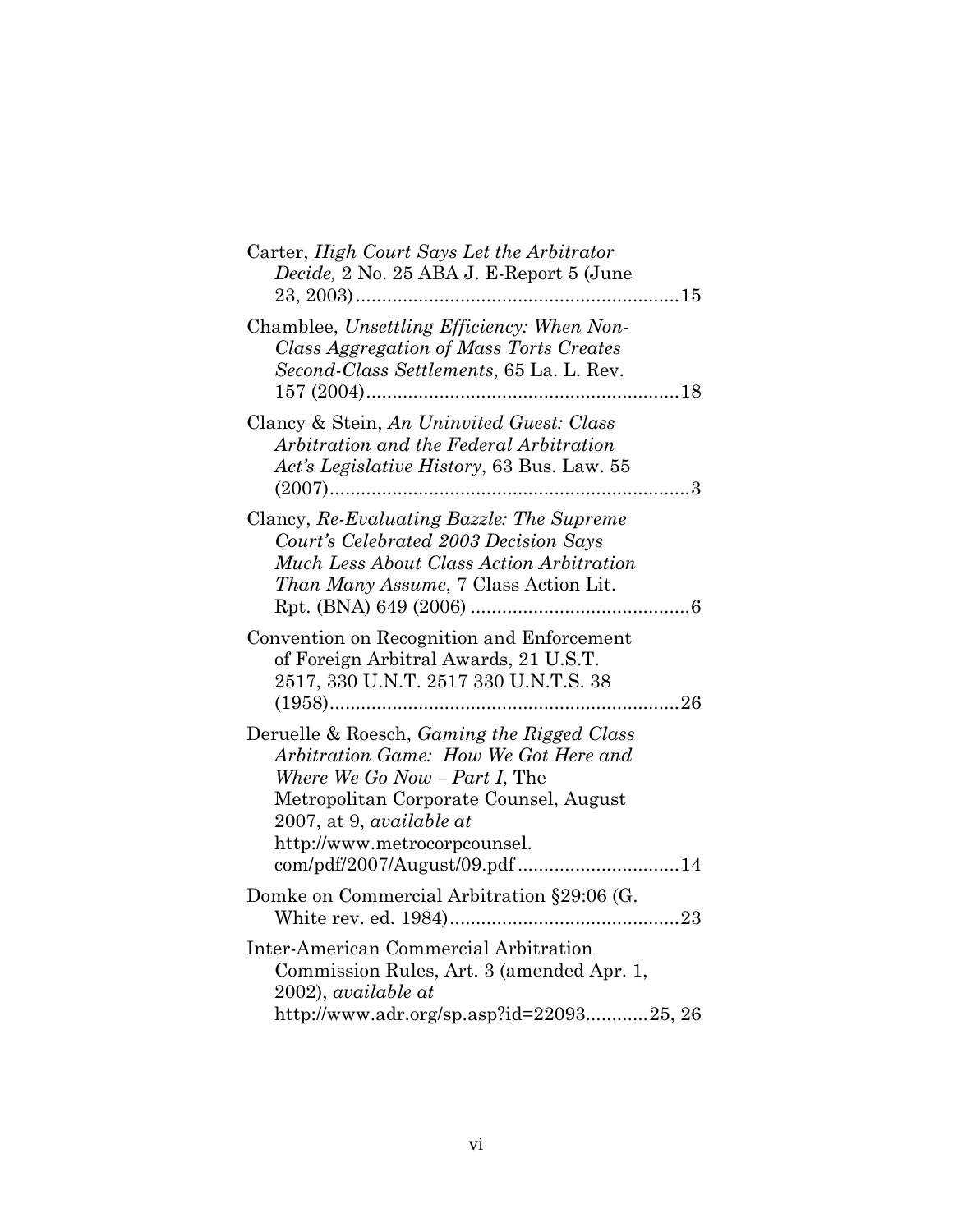Carter, *High Court Says Let the Arbitrator Decide,* 2 No. 25 ABA J. E-Report 5 (June 23, 2003)..............................................................15

Chamblee, *Unsettling Efficiency: When Non-Class Aggregation of Mass Torts Creates Second-Class Settlements*, 65 La. L. Rev. 157 (2004)............................................................18

Clancy & Stein, *An Uninvited Guest: Class Arbitration and the Federal Arbitration Act's Legislative History*, 63 Bus. Law. 55 (2007)......................................................................3

Clancy, *Re-Evaluating Bazzle: The Supreme Court's Celebrated 2003 Decision Says Much Less About Class Action Arbitration Than Many Assume*, 7 Class Action Lit. Rpt. (BNA) 649 (2006) ..........................................6

Convention on Recognition and Enforcement of Foreign Arbitral Awards, 21 U.S.T. 2517, 330 U.N.T. 2517 330 U.N.T.S. 38 (1958)....................................................................26

Deruelle & Roesch, *Gaming the Rigged Class Arbitration Game: How We Got Here and Where We Go Now – Part I*, The Metropolitan Corporate Counsel, August 2007, at 9, *available at* http://www.metrocorpcounsel. com/pdf/2007/August/09.pdf ...............................14

Domke on Commercial Arbitration §29:06 (G. White rev. ed. 1984)............................................23

Inter-American Commercial Arbitration Commission Rules, Art. 3 (amended Apr. 1, 2002), *available at* http://www.adr.org/sp.asp?id=22093............25, 26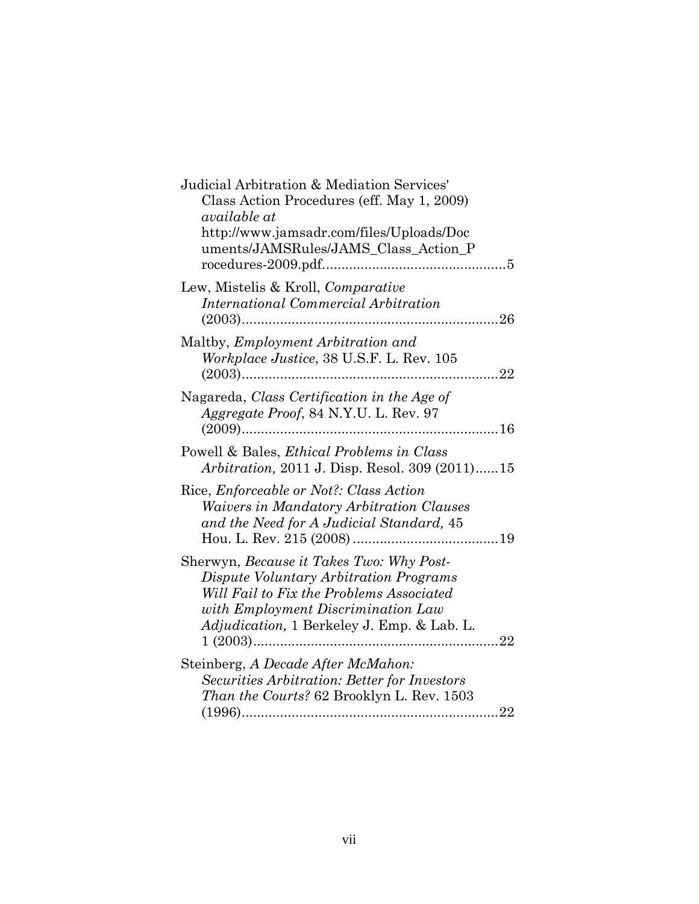Judicial Arbitration & Mediation Services' Class Action Procedures (eff. May 1, 2009) *available at* http://www.jamsadr.com/files/Uploads/Documents/JAMSRules/JAMS_Class_Action_Procedures-2009.pdf ............................................. 5

Lew, Mistelis & Kroll, *Comparative International Commercial Arbitration* (2003) ................................................................. 26

Maltby, *Employment Arbitration and Workplace Justice*, 38 U.S.F. L. Rev. 105 (2003) ................................................................. 22

Nagareda, *Class Certification in the Age of Aggregate Proof*, 84 N.Y.U. L. Rev. 97 (2009) ................................................................. 16

Powell & Bales, *Ethical Problems in Class Arbitration,* 2011 J. Disp. Resol. 309 (2011) ...... 15

Rice, *Enforceable or Not?: Class Action Waivers in Mandatory Arbitration Clauses and the Need for A Judicial Standard,* 45 Hou. L. Rev. 215 (2008) ...................................... 19

Sherwyn, *Because it Takes Two: Why Post-Dispute Voluntary Arbitration Programs Will Fail to Fix the Problems Associated with Employment Discrimination Law Adjudication,* 1 Berkeley J. Emp. & Lab. L. 1 (2003) ................................................................ 22

Steinberg, *A Decade After McMahon: Securities Arbitration: Better for Investors Than the Courts?* 62 Brooklyn L. Rev. 1503 (1996) ................................................................. 22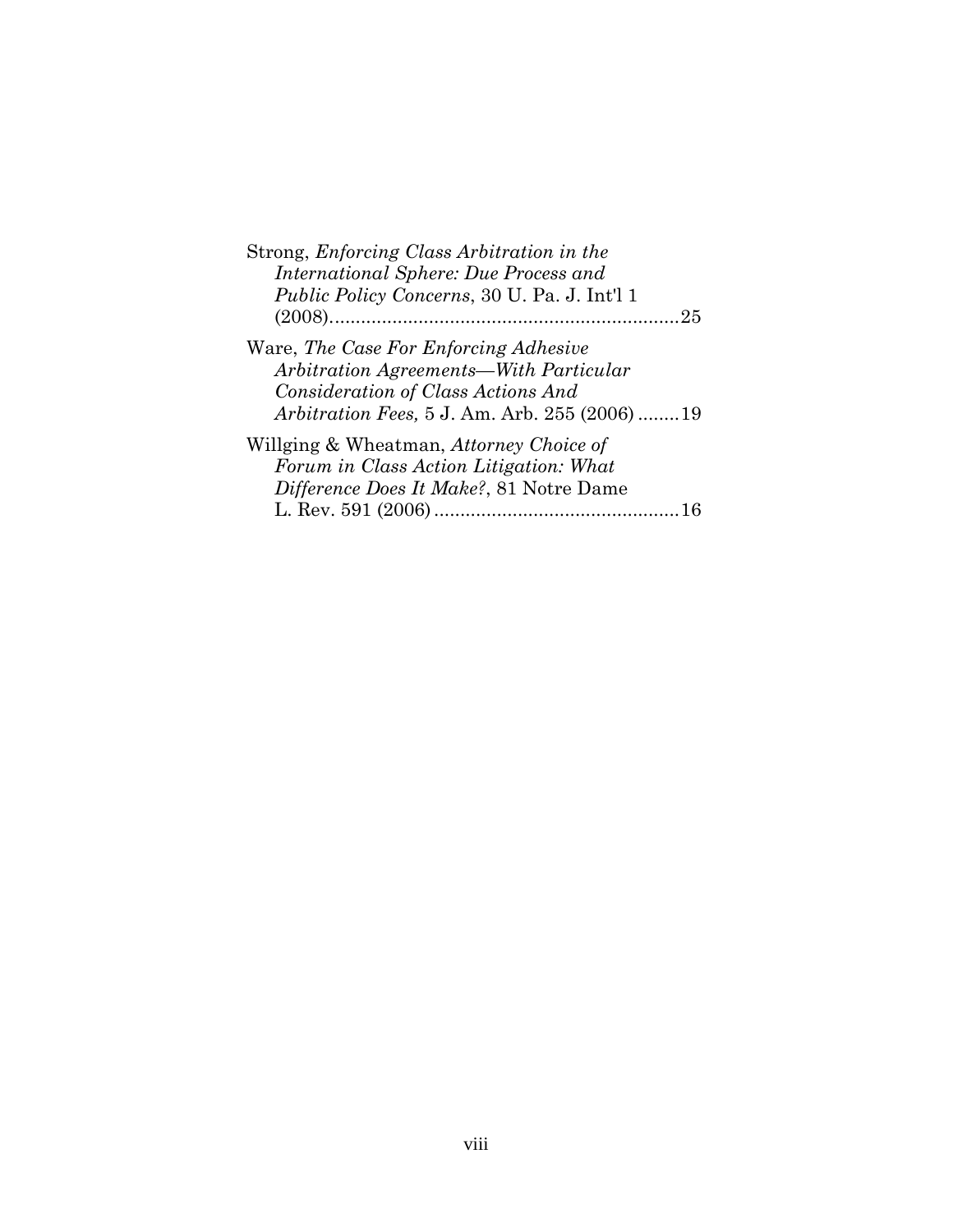Strong, *Enforcing Class Arbitration in the International Sphere: Due Process and Public Policy Concerns*, 30 U. Pa. J. Int'l 1 (2008)....................................................................25

Ware, *The Case For Enforcing Adhesive Arbitration Agreements—With Particular Consideration of Class Actions And Arbitration Fees,* 5 J. Am. Arb. 255 (2006) ........19

Willging & Wheatman, *Attorney Choice of Forum in Class Action Litigation: What Difference Does It Make?*, 81 Notre Dame L. Rev. 591 (2006) ...............................................16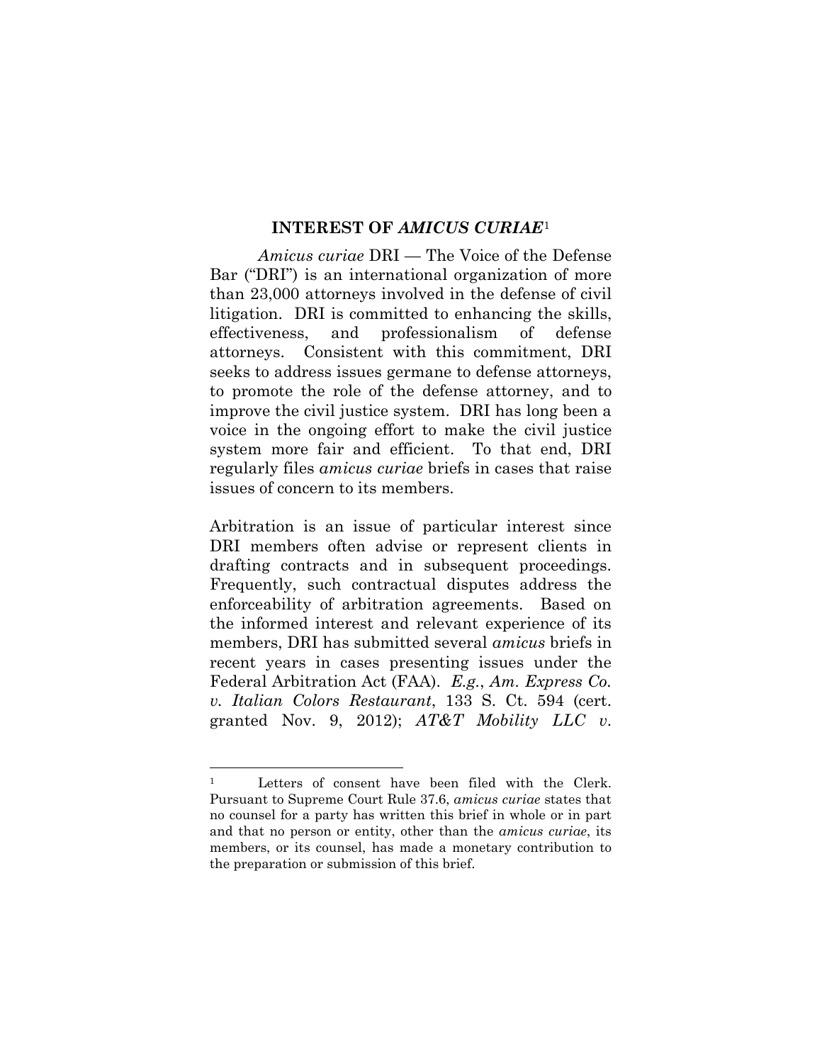## INTEREST OF *AMICUS CURIAE*[1]

*Amicus curiae* DRI — The Voice of the Defense Bar ("DRI") is an international organization of more than 23,000 attorneys involved in the defense of civil litigation. DRI is committed to enhancing the skills, effectiveness, and professionalism of defense attorneys. Consistent with this commitment, DRI seeks to address issues germane to defense attorneys, to promote the role of the defense attorney, and to improve the civil justice system. DRI has long been a voice in the ongoing effort to make the civil justice system more fair and efficient. To that end, DRI regularly files *amicus curiae* briefs in cases that raise issues of concern to its members.

Arbitration is an issue of particular interest since DRI members often advise or represent clients in drafting contracts and in subsequent proceedings. Frequently, such contractual disputes address the enforceability of arbitration agreements. Based on the informed interest and relevant experience of its members, DRI has submitted several *amicus* briefs in recent years in cases presenting issues under the Federal Arbitration Act (FAA). *E.g.*, *Am. Express Co. v. Italian Colors Restaurant*, 133 S. Ct. 594 (cert. granted Nov. 9, 2012); *AT&T Mobility LLC v.*

---

[1] Letters of consent have been filed with the Clerk. Pursuant to Supreme Court Rule 37.6, *amicus curiae* states that no counsel for a party has written this brief in whole or in part and that no person or entity, other than the *amicus curiae*, its members, or its counsel, has made a monetary contribution to the preparation or submission of this brief.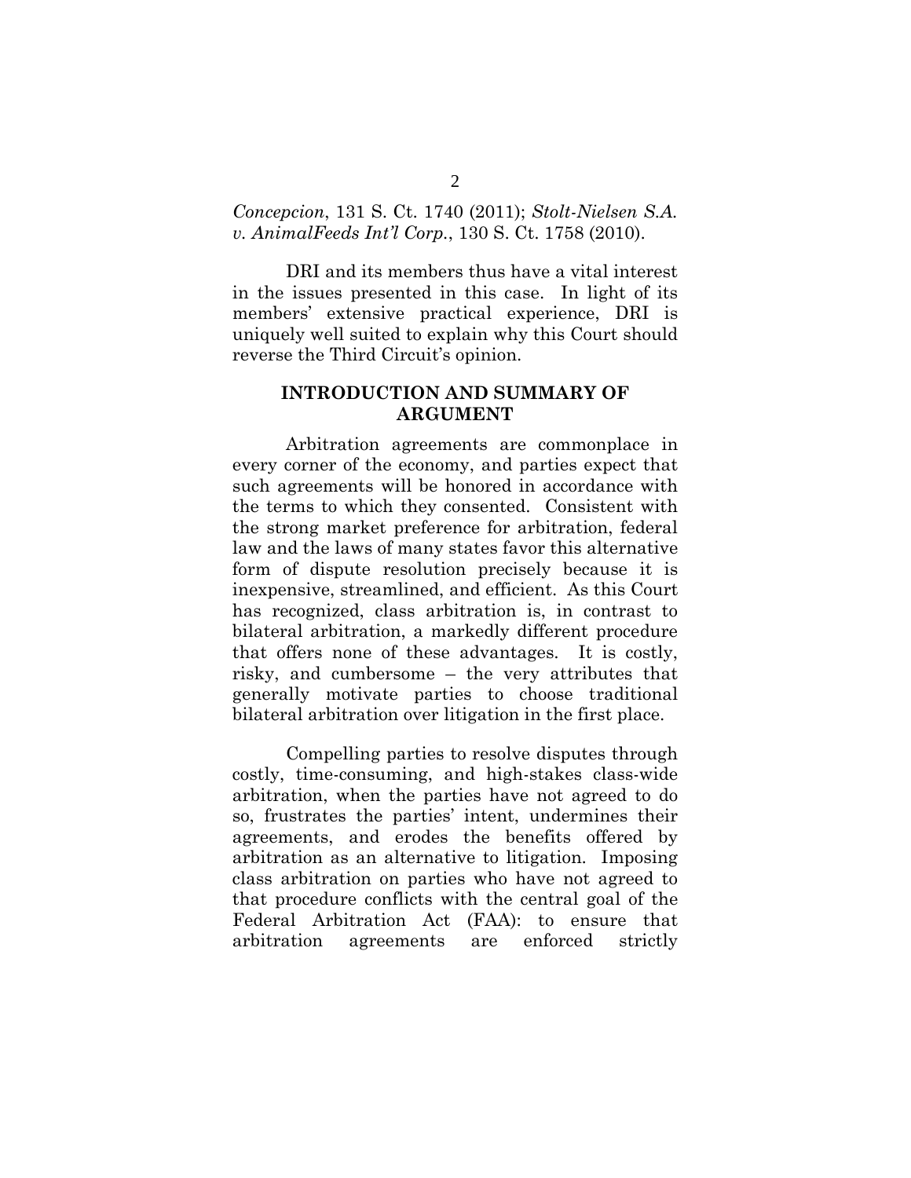*Concepcion*, 131 S. Ct. 1740 (2011); *Stolt-Nielsen S.A. v. AnimalFeeds Int'l Corp.*, 130 S. Ct. 1758 (2010).

DRI and its members thus have a vital interest in the issues presented in this case. In light of its members' extensive practical experience, DRI is uniquely well suited to explain why this Court should reverse the Third Circuit's opinion.

## INTRODUCTION AND SUMMARY OF ARGUMENT

Arbitration agreements are commonplace in every corner of the economy, and parties expect that such agreements will be honored in accordance with the terms to which they consented. Consistent with the strong market preference for arbitration, federal law and the laws of many states favor this alternative form of dispute resolution precisely because it is inexpensive, streamlined, and efficient. As this Court has recognized, class arbitration is, in contrast to bilateral arbitration, a markedly different procedure that offers none of these advantages. It is costly, risky, and cumbersome – the very attributes that generally motivate parties to choose traditional bilateral arbitration over litigation in the first place.

Compelling parties to resolve disputes through costly, time-consuming, and high-stakes class-wide arbitration, when the parties have not agreed to do so, frustrates the parties' intent, undermines their agreements, and erodes the benefits offered by arbitration as an alternative to litigation. Imposing class arbitration on parties who have not agreed to that procedure conflicts with the central goal of the Federal Arbitration Act (FAA): to ensure that arbitration agreements are enforced strictly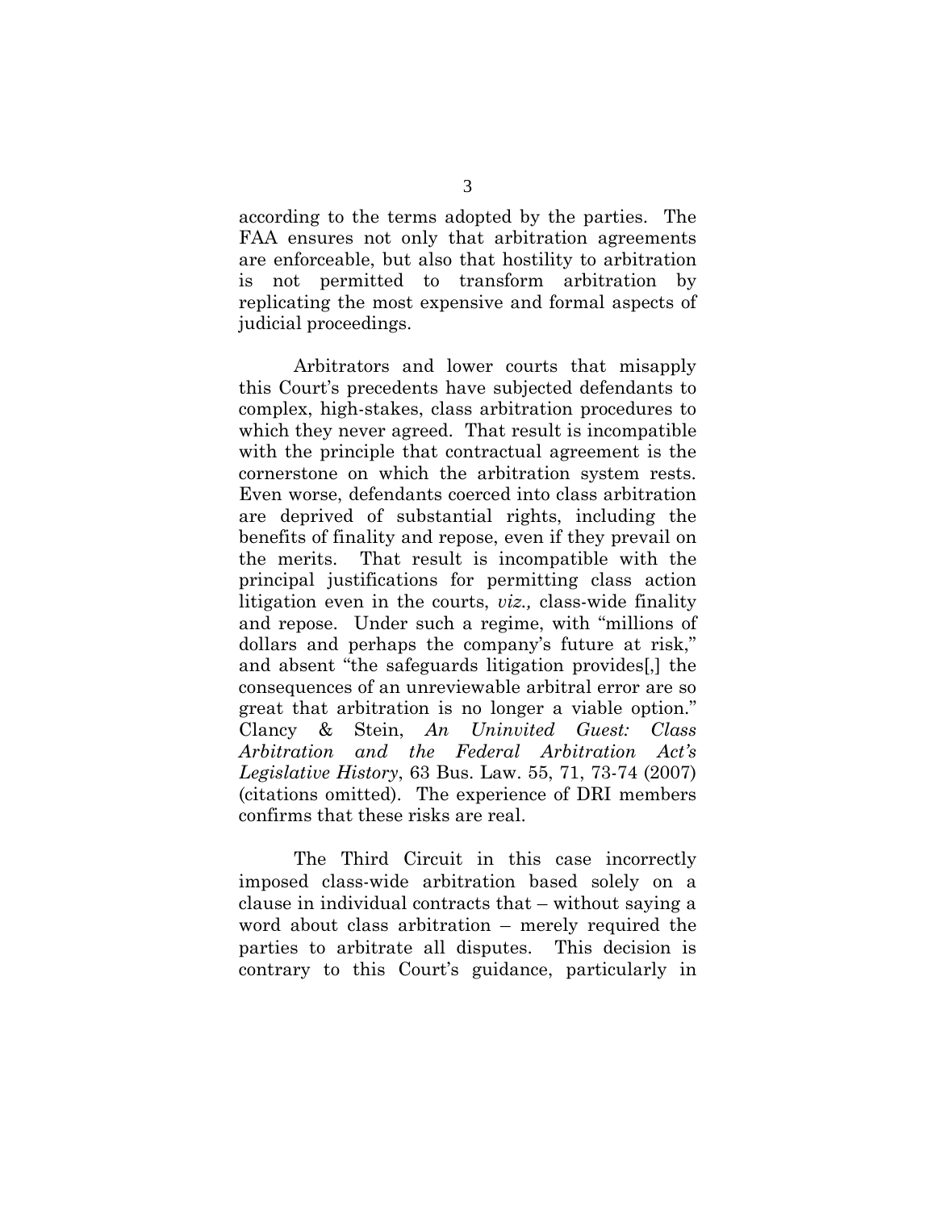according to the terms adopted by the parties. The FAA ensures not only that arbitration agreements are enforceable, but also that hostility to arbitration is not permitted to transform arbitration by replicating the most expensive and formal aspects of judicial proceedings.

Arbitrators and lower courts that misapply this Court's precedents have subjected defendants to complex, high-stakes, class arbitration procedures to which they never agreed. That result is incompatible with the principle that contractual agreement is the cornerstone on which the arbitration system rests. Even worse, defendants coerced into class arbitration are deprived of substantial rights, including the benefits of finality and repose, even if they prevail on the merits. That result is incompatible with the principal justifications for permitting class action litigation even in the courts, *viz.,* class-wide finality and repose. Under such a regime, with "millions of dollars and perhaps the company's future at risk," and absent "the safeguards litigation provides[,] the consequences of an unreviewable arbitral error are so great that arbitration is no longer a viable option." Clancy & Stein, *An Uninvited Guest: Class Arbitration and the Federal Arbitration Act's Legislative History*, 63 Bus. Law. 55, 71, 73-74 (2007) (citations omitted). The experience of DRI members confirms that these risks are real.

The Third Circuit in this case incorrectly imposed class-wide arbitration based solely on a clause in individual contracts that – without saying a word about class arbitration – merely required the parties to arbitrate all disputes. This decision is contrary to this Court's guidance, particularly in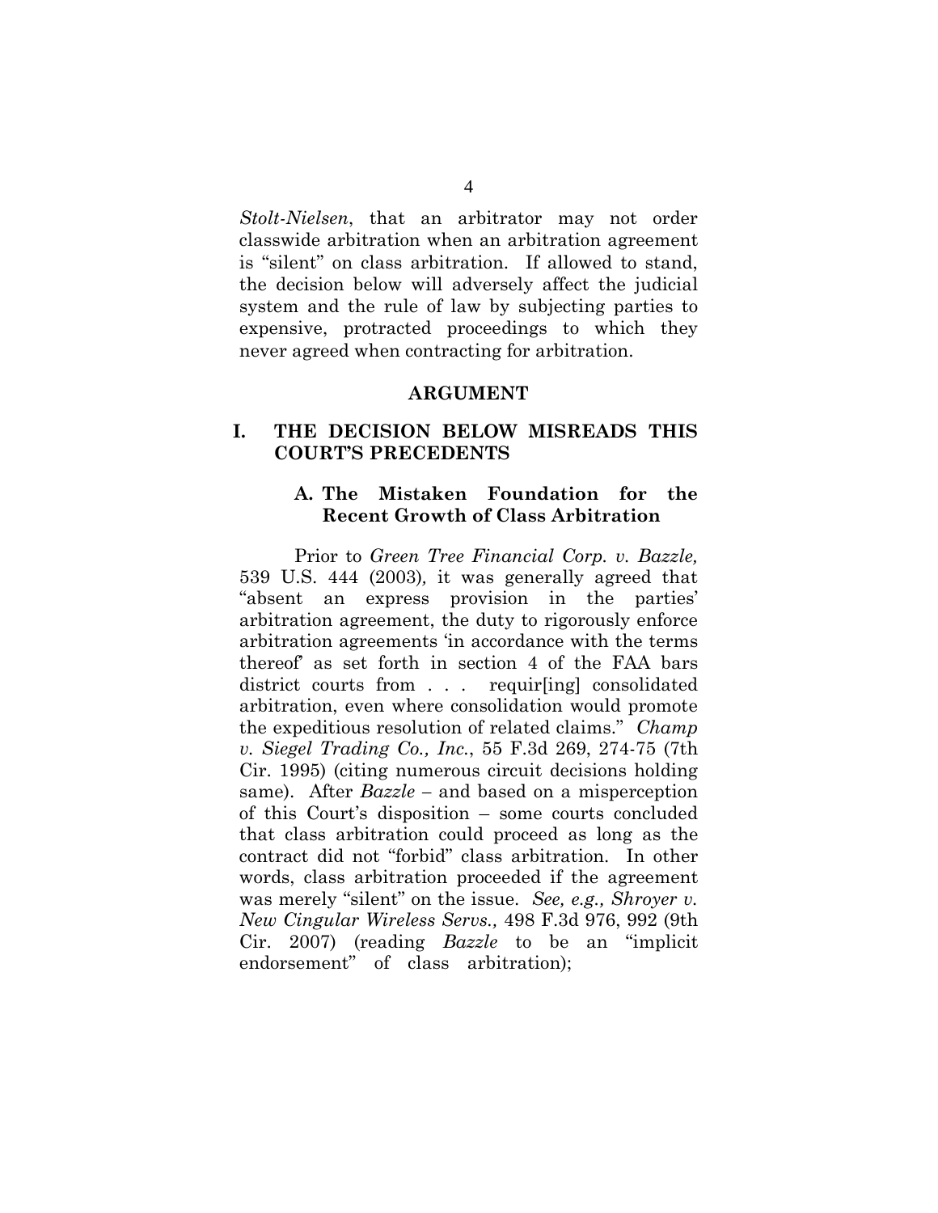*Stolt-Nielsen*, that an arbitrator may not order classwide arbitration when an arbitration agreement is "silent" on class arbitration. If allowed to stand, the decision below will adversely affect the judicial system and the rule of law by subjecting parties to expensive, protracted proceedings to which they never agreed when contracting for arbitration.

## ARGUMENT

### I. THE DECISION BELOW MISREADS THIS COURT'S PRECEDENTS

#### A. The Mistaken Foundation for the Recent Growth of Class Arbitration

Prior to *Green Tree Financial Corp. v. Bazzle,* 539 U.S. 444 (2003)*,* it was generally agreed that "absent an express provision in the parties' arbitration agreement, the duty to rigorously enforce arbitration agreements 'in accordance with the terms thereof' as set forth in section 4 of the FAA bars district courts from . . . requir[ing] consolidated arbitration, even where consolidation would promote the expeditious resolution of related claims." *Champ v. Siegel Trading Co., Inc.*, 55 F.3d 269, 274-75 (7th Cir. 1995) (citing numerous circuit decisions holding same). After *Bazzle* – and based on a misperception of this Court's disposition – some courts concluded that class arbitration could proceed as long as the contract did not "forbid" class arbitration. In other words, class arbitration proceeded if the agreement was merely "silent" on the issue. *See, e.g., Shroyer v. New Cingular Wireless Servs.,* 498 F.3d 976, 992 (9th Cir. 2007) (reading *Bazzle* to be an "implicit endorsement" of class arbitration);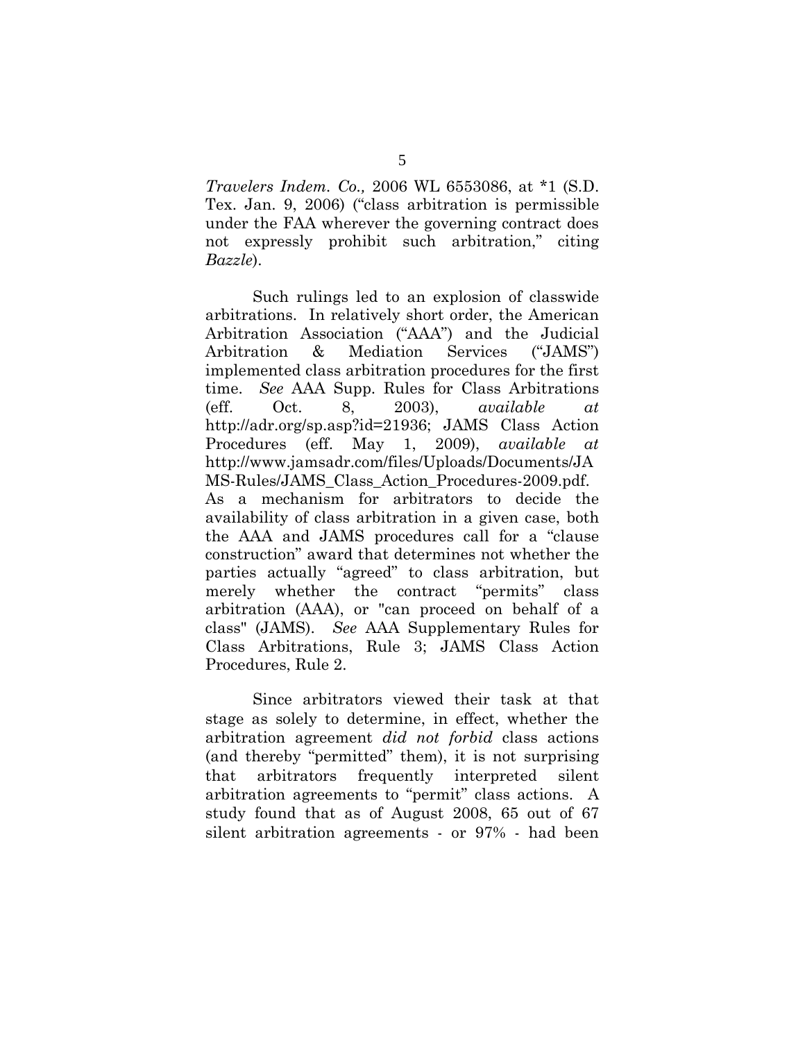*Travelers Indem. Co.,* 2006 WL 6553086, at *1 (S.D. Tex. Jan. 9, 2006) ("class arbitration is permissible under the FAA wherever the governing contract does not expressly prohibit such arbitration," citing *Bazzle*).

Such rulings led to an explosion of classwide arbitrations. In relatively short order, the American Arbitration Association ("AAA") and the Judicial Arbitration & Mediation Services ("JAMS") implemented class arbitration procedures for the first time. *See* AAA Supp. Rules for Class Arbitrations (eff. Oct. 8, 2003), *available at* http://adr.org/sp.asp?id=21936; JAMS Class Action Procedures (eff. May 1, 2009), *available at* http://www.jamsadr.com/files/Uploads/Documents/JAMS-Rules/JAMS_Class_Action_Procedures-2009.pdf. As a mechanism for arbitrators to decide the availability of class arbitration in a given case, both the AAA and JAMS procedures call for a "clause construction" award that determines not whether the parties actually "agreed" to class arbitration, but merely whether the contract "permits" class arbitration (AAA), or "can proceed on behalf of a class" (JAMS). *See* AAA Supplementary Rules for Class Arbitrations, Rule 3; JAMS Class Action Procedures, Rule 2.

Since arbitrators viewed their task at that stage as solely to determine, in effect, whether the arbitration agreement *did not forbid* class actions (and thereby "permitted" them), it is not surprising that arbitrators frequently interpreted silent arbitration agreements to "permit" class actions. A study found that as of August 2008, 65 out of 67 silent arbitration agreements - or 97% - had been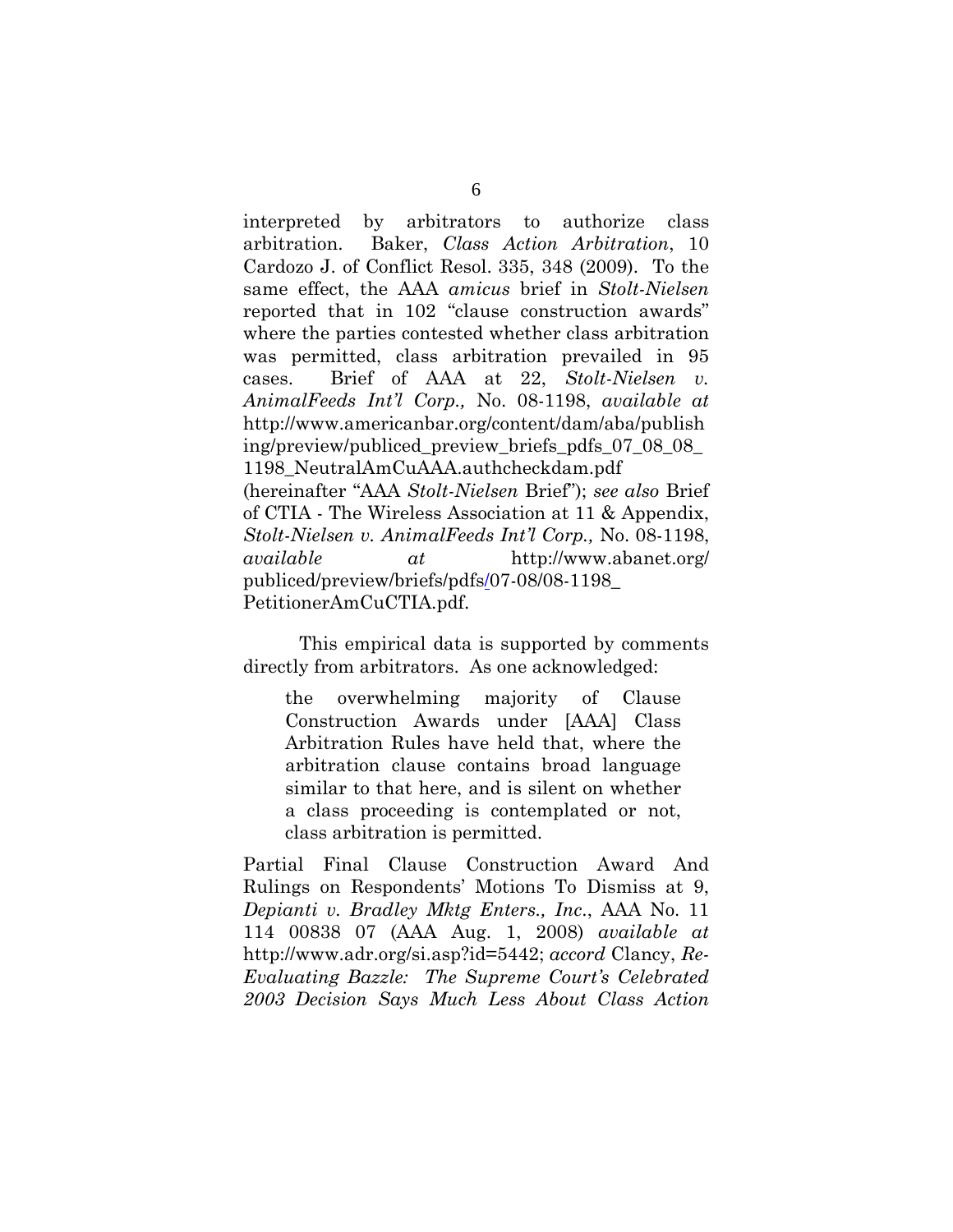interpreted by arbitrators to authorize class arbitration. Baker, *Class Action Arbitration*, 10 Cardozo J. of Conflict Resol. 335, 348 (2009). To the same effect, the AAA *amicus* brief in *Stolt-Nielsen* reported that in 102 "clause construction awards" where the parties contested whether class arbitration was permitted, class arbitration prevailed in 95 cases. Brief of AAA at 22, *Stolt-Nielsen v. AnimalFeeds Int'l Corp.,* No. 08-1198, *available at* http://www.americanbar.org/content/dam/aba/publishing/preview/publiced_preview_briefs_pdfs_07_08_08_1198_NeutralAmCuAAA.authcheckdam.pdf (hereinafter "AAA *Stolt-Nielsen* Brief"); *see also* Brief of CTIA - The Wireless Association at 11 & Appendix, *Stolt-Nielsen v. AnimalFeeds Int'l Corp.,* No. 08-1198, *available at* http://www.abanet.org/publiced/preview/briefs/pdfs/07-08/08-1198_PetitionerAmCuCTIA.pdf.

This empirical data is supported by comments directly from arbitrators. As one acknowledged:

> the overwhelming majority of Clause Construction Awards under [AAA] Class Arbitration Rules have held that, where the arbitration clause contains broad language similar to that here, and is silent on whether a class proceeding is contemplated or not, class arbitration is permitted.

Partial Final Clause Construction Award And Rulings on Respondents' Motions To Dismiss at 9, *Depianti v. Bradley Mktg Enters., Inc*., AAA No. 11 114 00838 07 (AAA Aug. 1, 2008) *available at* http://www.adr.org/si.asp?id=5442; *accord* Clancy, *Re-Evaluating Bazzle: The Supreme Court's Celebrated 2003 Decision Says Much Less About Class Action*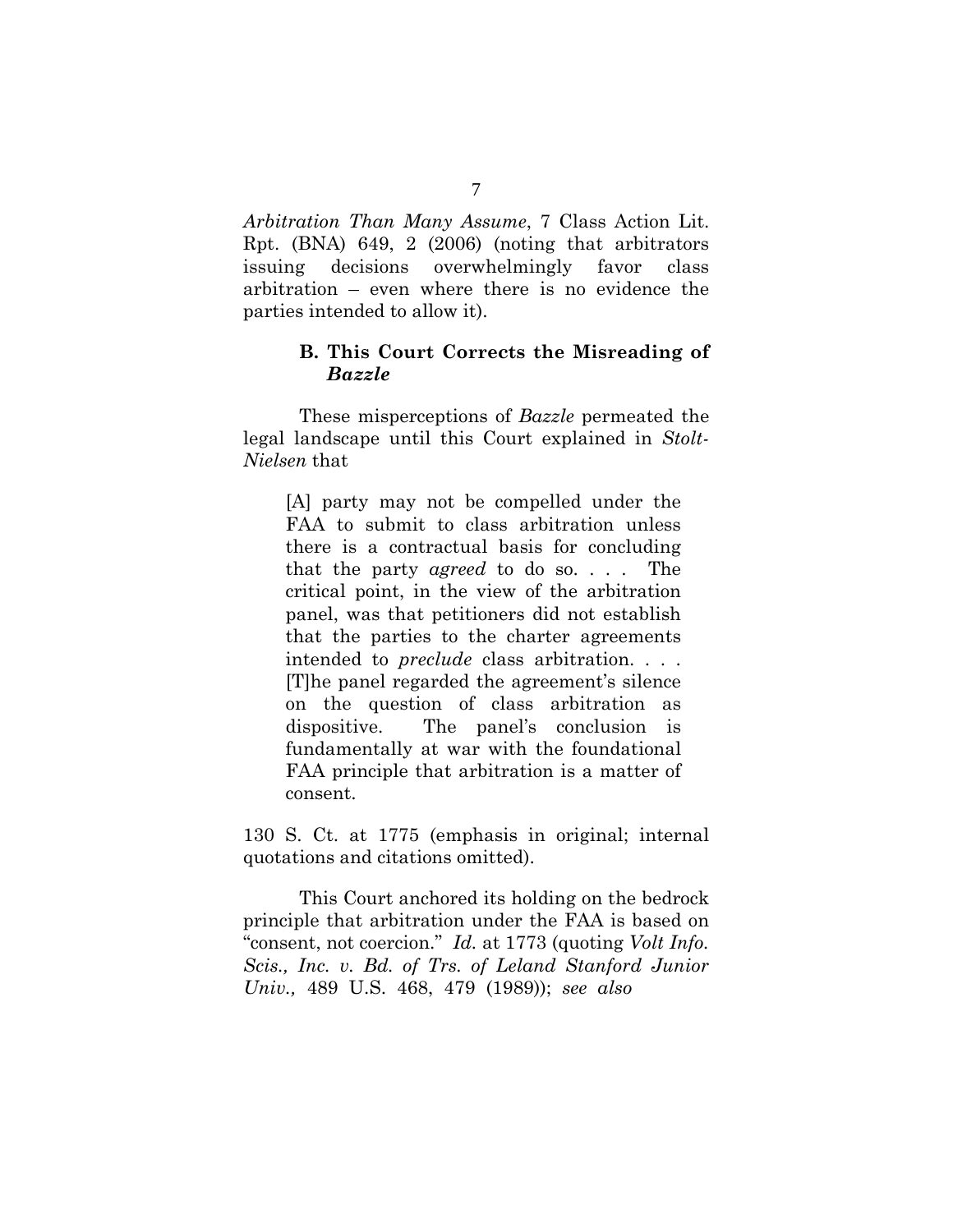*Arbitration Than Many Assume*, 7 Class Action Lit. Rpt. (BNA) 649, 2 (2006) (noting that arbitrators issuing decisions overwhelmingly favor class arbitration – even where there is no evidence the parties intended to allow it).

### B. This Court Corrects the Misreading of *Bazzle*

These misperceptions of *Bazzle* permeated the legal landscape until this Court explained in *Stolt-Nielsen* that

> [A] party may not be compelled under the FAA to submit to class arbitration unless there is a contractual basis for concluding that the party *agreed* to do so. . . . The critical point, in the view of the arbitration panel, was that petitioners did not establish that the parties to the charter agreements intended to *preclude* class arbitration. . . . [T]he panel regarded the agreement's silence on the question of class arbitration as dispositive. The panel's conclusion is fundamentally at war with the foundational FAA principle that arbitration is a matter of consent.

130 S. Ct. at 1775 (emphasis in original; internal quotations and citations omitted).

This Court anchored its holding on the bedrock principle that arbitration under the FAA is based on "consent, not coercion." *Id.* at 1773 (quoting *Volt Info. Scis., Inc. v. Bd. of Trs. of Leland Stanford Junior Univ.,* 489 U.S. 468, 479 (1989)); *see also*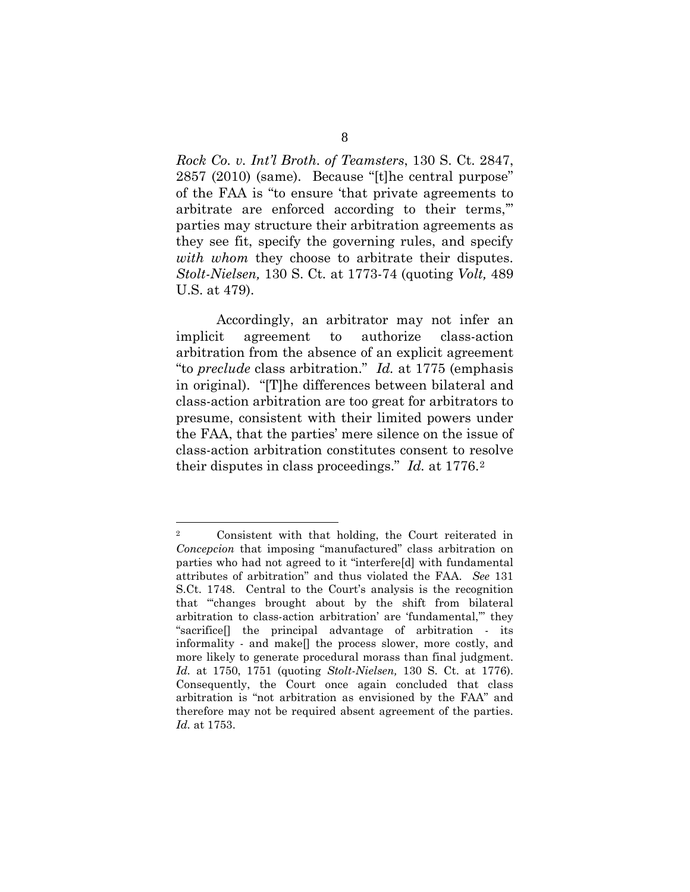*Rock Co. v. Int'l Broth. of Teamsters*, 130 S. Ct. 2847, 2857 (2010) (same). Because "[t]he central purpose" of the FAA is "to ensure 'that private agreements to arbitrate are enforced according to their terms,'" parties may structure their arbitration agreements as they see fit, specify the governing rules, and specify *with whom* they choose to arbitrate their disputes. *Stolt-Nielsen,* 130 S. Ct. at 1773-74 (quoting *Volt,* 489 U.S. at 479).

Accordingly, an arbitrator may not infer an implicit agreement to authorize class-action arbitration from the absence of an explicit agreement "to *preclude* class arbitration." *Id.* at 1775 (emphasis in original). "[T]he differences between bilateral and class-action arbitration are too great for arbitrators to presume, consistent with their limited powers under the FAA, that the parties' mere silence on the issue of class-action arbitration constitutes consent to resolve their disputes in class proceedings." *Id.* at 1776.[2]

---

[2] Consistent with that holding, the Court reiterated in *Concepcion* that imposing "manufactured" class arbitration on parties who had not agreed to it "interfere[d] with fundamental attributes of arbitration" and thus violated the FAA. *See* 131 S.Ct. 1748. Central to the Court's analysis is the recognition that "'changes brought about by the shift from bilateral arbitration to class-action arbitration' are 'fundamental,'" they "sacrifice[] the principal advantage of arbitration - its informality - and make[] the process slower, more costly, and more likely to generate procedural morass than final judgment. *Id.* at 1750, 1751 (quoting *Stolt-Nielsen,* 130 S. Ct. at 1776). Consequently, the Court once again concluded that class arbitration is "not arbitration as envisioned by the FAA" and therefore may not be required absent agreement of the parties. *Id.* at 1753.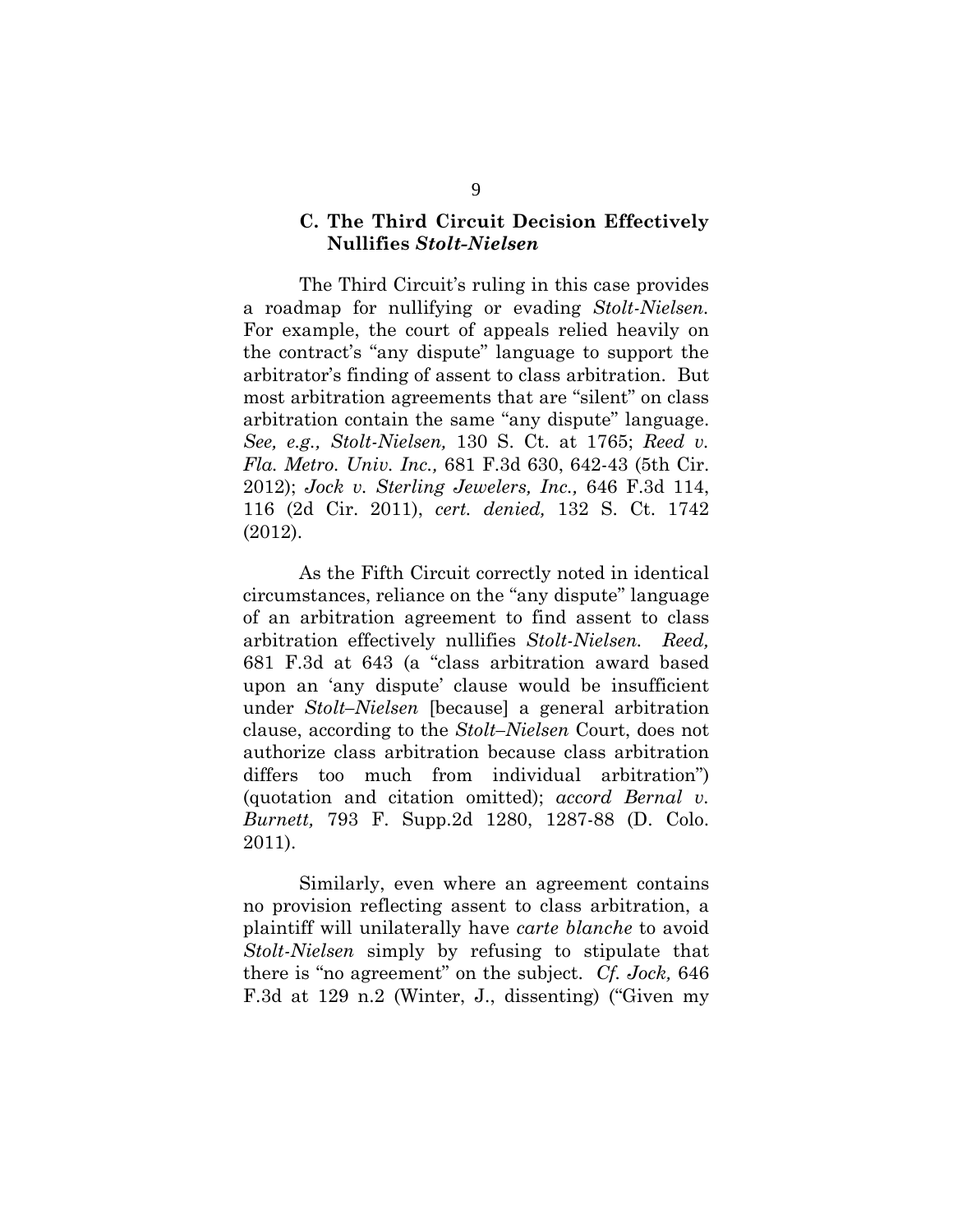### C. The Third Circuit Decision Effectively Nullifies *Stolt-Nielsen*

The Third Circuit's ruling in this case provides a roadmap for nullifying or evading *Stolt-Nielsen.* For example, the court of appeals relied heavily on the contract's "any dispute" language to support the arbitrator's finding of assent to class arbitration. But most arbitration agreements that are "silent" on class arbitration contain the same "any dispute" language. *See, e.g., Stolt-Nielsen,* 130 S. Ct. at 1765; *Reed v. Fla. Metro. Univ. Inc.,* 681 F.3d 630, 642-43 (5th Cir. 2012); *Jock v. Sterling Jewelers, Inc.,* 646 F.3d 114, 116 (2d Cir. 2011), *cert. denied,* 132 S. Ct. 1742 (2012).

As the Fifth Circuit correctly noted in identical circumstances, reliance on the "any dispute" language of an arbitration agreement to find assent to class arbitration effectively nullifies *Stolt-Nielsen. Reed,* 681 F.3d at 643 (a "class arbitration award based upon an 'any dispute' clause would be insufficient under *Stolt–Nielsen* [because] a general arbitration clause, according to the *Stolt–Nielsen* Court, does not authorize class arbitration because class arbitration differs too much from individual arbitration") (quotation and citation omitted); *accord Bernal v. Burnett,* 793 F. Supp.2d 1280, 1287-88 (D. Colo. 2011).

Similarly, even where an agreement contains no provision reflecting assent to class arbitration, a plaintiff will unilaterally have *carte blanche* to avoid *Stolt-Nielsen* simply by refusing to stipulate that there is "no agreement" on the subject. *Cf. Jock,* 646 F.3d at 129 n.2 (Winter, J., dissenting) ("Given my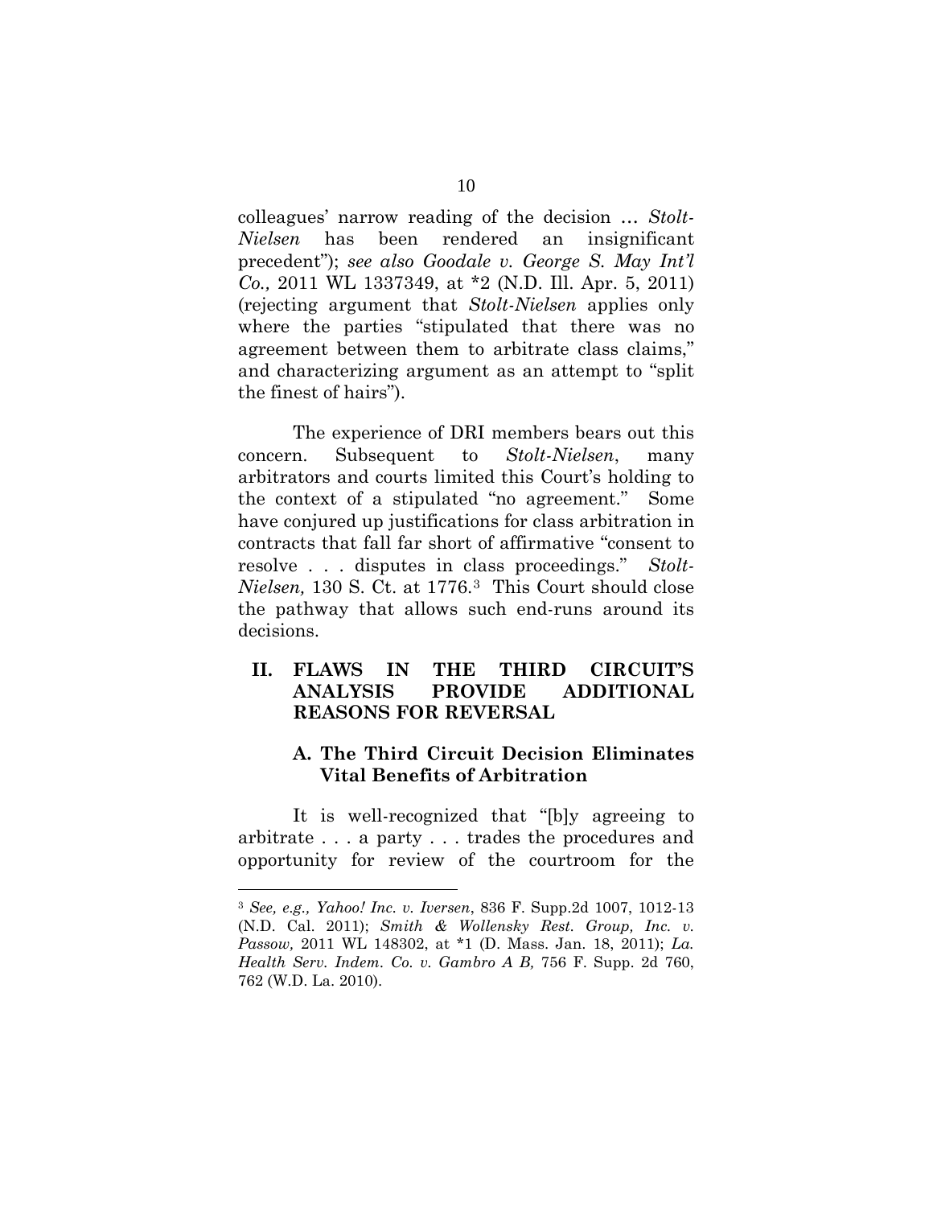colleagues' narrow reading of the decision … *Stolt-Nielsen* has been rendered an insignificant precedent"); *see also Goodale v. George S. May Int'l Co.,* 2011 WL 1337349, at \*2 (N.D. Ill. Apr. 5, 2011) (rejecting argument that *Stolt-Nielsen* applies only where the parties "stipulated that there was no agreement between them to arbitrate class claims," and characterizing argument as an attempt to "split the finest of hairs").

The experience of DRI members bears out this concern. Subsequent to *Stolt-Nielsen*, many arbitrators and courts limited this Court's holding to the context of a stipulated "no agreement." Some have conjured up justifications for class arbitration in contracts that fall far short of affirmative "consent to resolve . . . disputes in class proceedings." *Stolt-Nielsen,* 130 S. Ct. at 1776.[3] This Court should close the pathway that allows such end-runs around its decisions.

## II. FLAWS IN THE THIRD CIRCUIT'S ANALYSIS PROVIDE ADDITIONAL REASONS FOR REVERSAL

### A. The Third Circuit Decision Eliminates Vital Benefits of Arbitration

It is well-recognized that "[b]y agreeing to arbitrate . . . a party . . . trades the procedures and opportunity for review of the courtroom for the

---

[3] *See, e.g., Yahoo! Inc. v. Iversen*, 836 F. Supp.2d 1007, 1012-13 (N.D. Cal. 2011); *Smith & Wollensky Rest. Group, Inc. v. Passow,* 2011 WL 148302, at \*1 (D. Mass. Jan. 18, 2011); *La. Health Serv. Indem. Co. v. Gambro A B,* 756 F. Supp. 2d 760, 762 (W.D. La. 2010).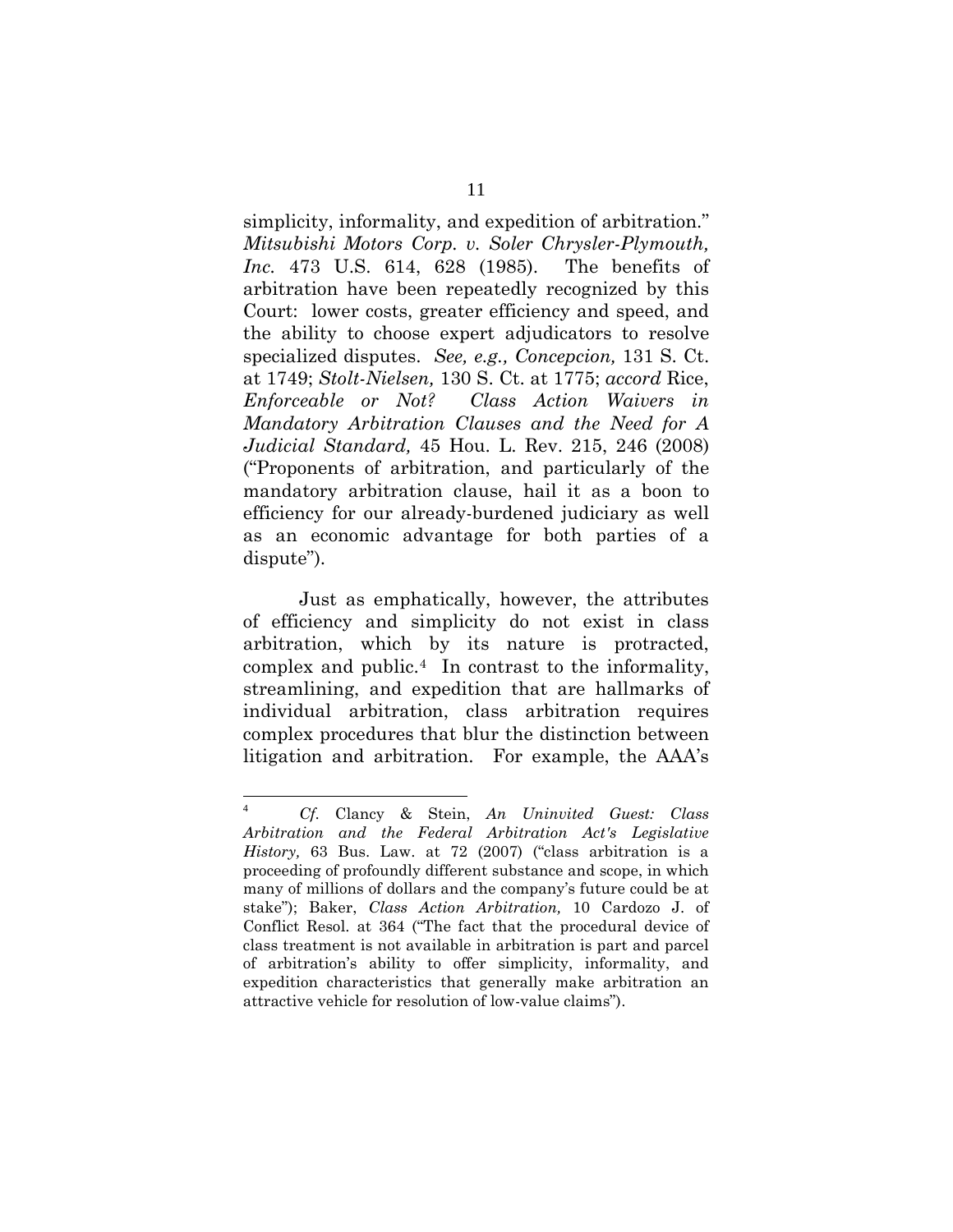simplicity, informality, and expedition of arbitration." *Mitsubishi Motors Corp. v. Soler Chrysler-Plymouth, Inc.* 473 U.S. 614, 628 (1985). The benefits of arbitration have been repeatedly recognized by this Court: lower costs, greater efficiency and speed, and the ability to choose expert adjudicators to resolve specialized disputes. *See, e.g., Concepcion,* 131 S. Ct. at 1749; *Stolt-Nielsen,* 130 S. Ct. at 1775; *accord* Rice, *Enforceable or Not? Class Action Waivers in Mandatory Arbitration Clauses and the Need for A Judicial Standard,* 45 Hou. L. Rev. 215, 246 (2008) ("Proponents of arbitration, and particularly of the mandatory arbitration clause, hail it as a boon to efficiency for our already-burdened judiciary as well as an economic advantage for both parties of a dispute").

Just as emphatically, however, the attributes of efficiency and simplicity do not exist in class arbitration, which by its nature is protracted, complex and public.[4] In contrast to the informality, streamlining, and expedition that are hallmarks of individual arbitration, class arbitration requires complex procedures that blur the distinction between litigation and arbitration. For example, the AAA's

---

[4] *Cf.* Clancy & Stein, *An Uninvited Guest: Class Arbitration and the Federal Arbitration Act's Legislative History,* 63 Bus. Law. at 72 (2007) ("class arbitration is a proceeding of profoundly different substance and scope, in which many of millions of dollars and the company's future could be at stake"); Baker, *Class Action Arbitration,* 10 Cardozo J. of Conflict Resol. at 364 ("The fact that the procedural device of class treatment is not available in arbitration is part and parcel of arbitration's ability to offer simplicity, informality, and expedition characteristics that generally make arbitration an attractive vehicle for resolution of low-value claims").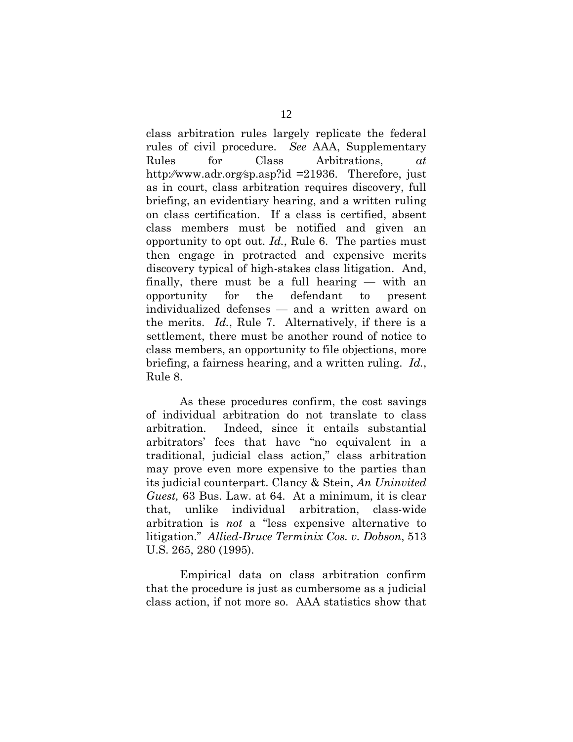class arbitration rules largely replicate the federal rules of civil procedure. *See* AAA, Supplementary Rules for Class Arbitrations, *at* http://www.adr.org/sp.asp?id =21936. Therefore, just as in court, class arbitration requires discovery, full briefing, an evidentiary hearing, and a written ruling on class certification. If a class is certified, absent class members must be notified and given an opportunity to opt out. *Id.*, Rule 6. The parties must then engage in protracted and expensive merits discovery typical of high-stakes class litigation. And, finally, there must be a full hearing — with an opportunity for the defendant to present individualized defenses — and a written award on the merits. *Id.*, Rule 7. Alternatively, if there is a settlement, there must be another round of notice to class members, an opportunity to file objections, more briefing, a fairness hearing, and a written ruling. *Id.*, Rule 8.

As these procedures confirm, the cost savings of individual arbitration do not translate to class arbitration. Indeed, since it entails substantial arbitrators' fees that have "no equivalent in a traditional, judicial class action," class arbitration may prove even more expensive to the parties than its judicial counterpart. Clancy & Stein, *An Uninvited Guest,* 63 Bus. Law. at 64. At a minimum, it is clear that, unlike individual arbitration, class-wide arbitration is *not* a "less expensive alternative to litigation." *Allied-Bruce Terminix Cos. v. Dobson*, 513 U.S. 265, 280 (1995).

Empirical data on class arbitration confirm that the procedure is just as cumbersome as a judicial class action, if not more so. AAA statistics show that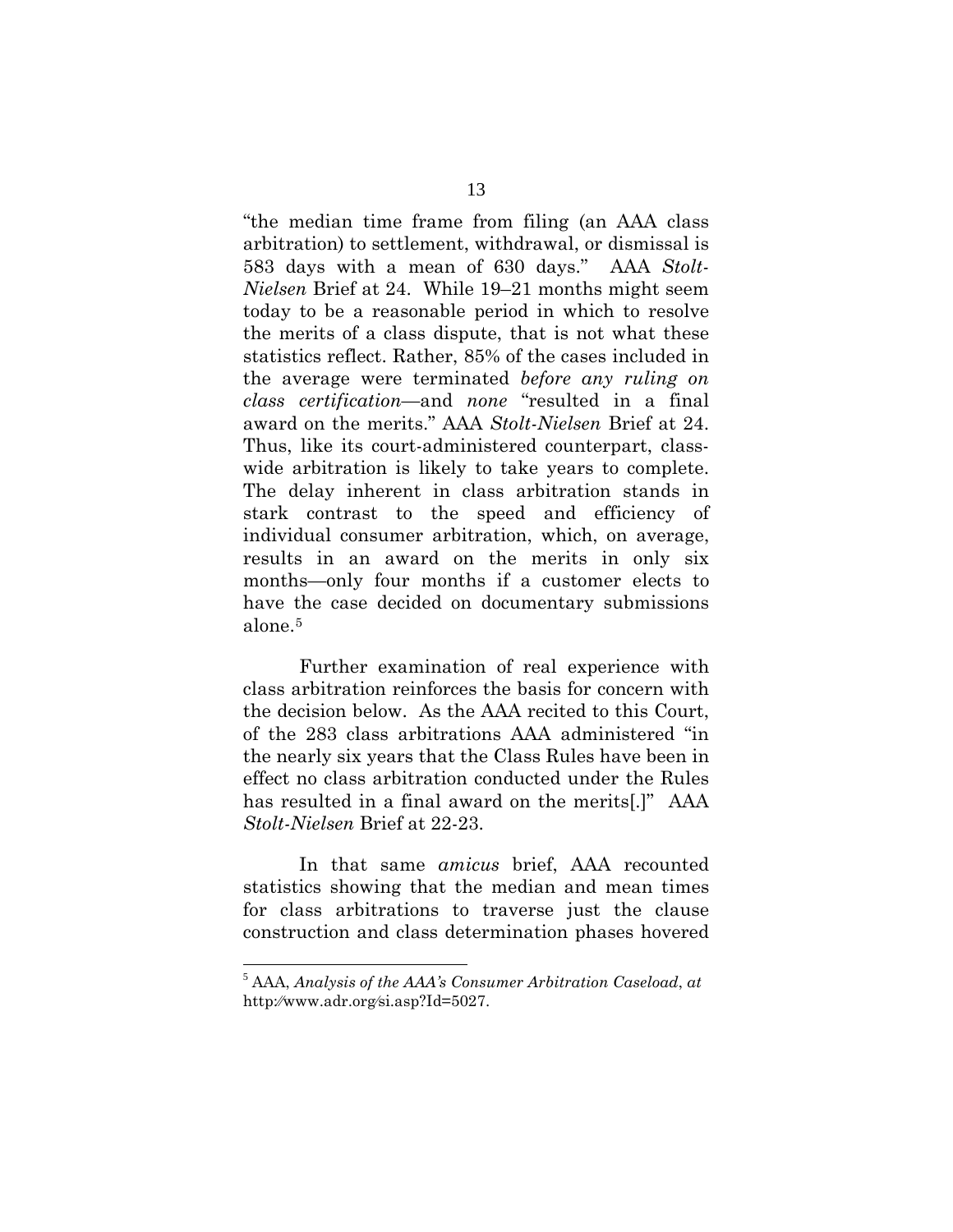"the median time frame from filing (an AAA class arbitration) to settlement, withdrawal, or dismissal is 583 days with a mean of 630 days." AAA *Stolt-Nielsen* Brief at 24. While 19–21 months might seem today to be a reasonable period in which to resolve the merits of a class dispute, that is not what these statistics reflect. Rather, 85% of the cases included in the average were terminated *before any ruling on class certification*—and *none* "resulted in a final award on the merits." AAA *Stolt-Nielsen* Brief at 24. Thus, like its court-administered counterpart, class-wide arbitration is likely to take years to complete. The delay inherent in class arbitration stands in stark contrast to the speed and efficiency of individual consumer arbitration, which, on average, results in an award on the merits in only six months—only four months if a customer elects to have the case decided on documentary submissions alone.[5]

Further examination of real experience with class arbitration reinforces the basis for concern with the decision below. As the AAA recited to this Court, of the 283 class arbitrations AAA administered "in the nearly six years that the Class Rules have been in effect no class arbitration conducted under the Rules has resulted in a final award on the merits[.]" AAA *Stolt-Nielsen* Brief at 22-23.

In that same *amicus* brief, AAA recounted statistics showing that the median and mean times for class arbitrations to traverse just the clause construction and class determination phases hovered

---

[5] AAA, *Analysis of the AAA's Consumer Arbitration Caseload*, *at* http://www.adr.org/si.asp?Id=5027.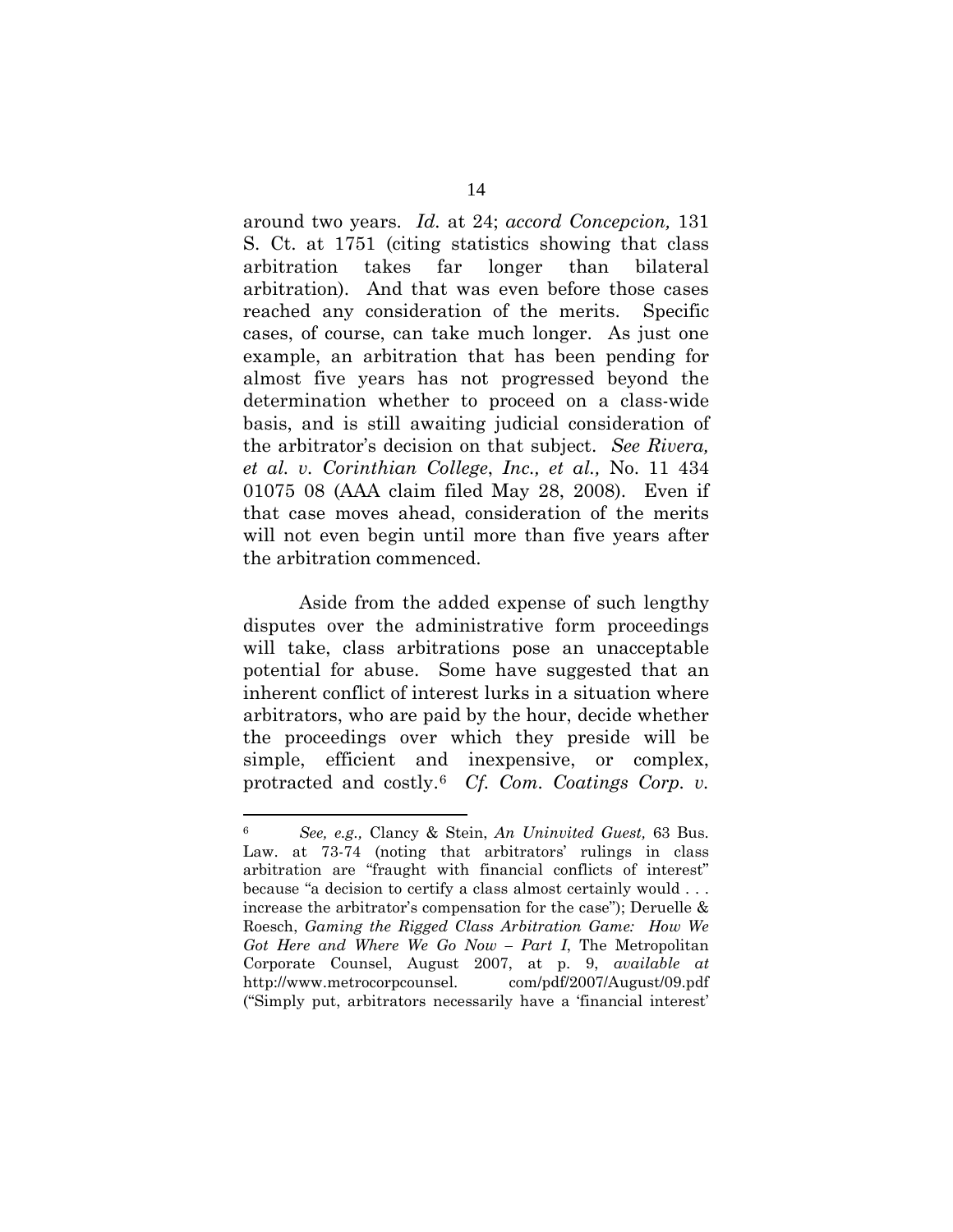around two years. *Id.* at 24; *accord Concepcion,* 131 S. Ct. at 1751 (citing statistics showing that class arbitration takes far longer than bilateral arbitration). And that was even before those cases reached any consideration of the merits. Specific cases, of course, can take much longer. As just one example, an arbitration that has been pending for almost five years has not progressed beyond the determination whether to proceed on a class-wide basis, and is still awaiting judicial consideration of the arbitrator's decision on that subject. *See Rivera, et al. v. Corinthian College*, *Inc., et al.,* No. 11 434 01075 08 (AAA claim filed May 28, 2008). Even if that case moves ahead, consideration of the merits will not even begin until more than five years after the arbitration commenced.

Aside from the added expense of such lengthy disputes over the administrative form proceedings will take, class arbitrations pose an unacceptable potential for abuse. Some have suggested that an inherent conflict of interest lurks in a situation where arbitrators, who are paid by the hour, decide whether the proceedings over which they preside will be simple, efficient and inexpensive, or complex, protracted and costly.[6] *Cf. Com. Coatings Corp. v.*

---

[6] *See, e.g.,* Clancy & Stein, *An Uninvited Guest,* 63 Bus. Law. at 73-74 (noting that arbitrators' rulings in class arbitration are "fraught with financial conflicts of interest" because "a decision to certify a class almost certainly would . . . increase the arbitrator's compensation for the case"); Deruelle & Roesch, *Gaming the Rigged Class Arbitration Game: How We Got Here and Where We Go Now – Part I*, The Metropolitan Corporate Counsel, August 2007, at p. 9, *available at* http://www.metrocorpcounsel. com/pdf/2007/August/09.pdf ("Simply put, arbitrators necessarily have a 'financial interest'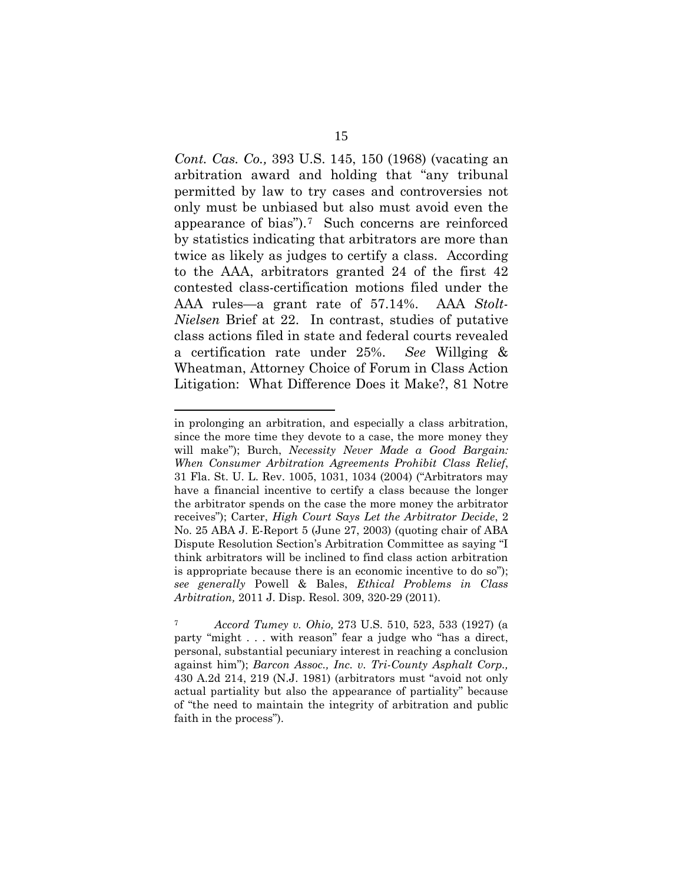*Cont. Cas. Co.,* 393 U.S. 145, 150 (1968) (vacating an arbitration award and holding that "any tribunal permitted by law to try cases and controversies not only must be unbiased but also must avoid even the appearance of bias").[7] Such concerns are reinforced by statistics indicating that arbitrators are more than twice as likely as judges to certify a class. According to the AAA, arbitrators granted 24 of the first 42 contested class-certification motions filed under the AAA rules—a grant rate of 57.14%. AAA *Stolt-Nielsen* Brief at 22. In contrast, studies of putative class actions filed in state and federal courts revealed a certification rate under 25%. *See* Willging & Wheatman, Attorney Choice of Forum in Class Action Litigation: What Difference Does it Make?, 81 Notre

---

in prolonging an arbitration, and especially a class arbitration, since the more time they devote to a case, the more money they will make"); Burch, *Necessity Never Made a Good Bargain: When Consumer Arbitration Agreements Prohibit Class Relief*, 31 Fla. St. U. L. Rev. 1005, 1031, 1034 (2004) ("Arbitrators may have a financial incentive to certify a class because the longer the arbitrator spends on the case the more money the arbitrator receives"); Carter, *High Court Says Let the Arbitrator Decide*, 2 No. 25 ABA J. E-Report 5 (June 27, 2003) (quoting chair of ABA Dispute Resolution Section's Arbitration Committee as saying "I think arbitrators will be inclined to find class action arbitration is appropriate because there is an economic incentive to do so"); *see generally* Powell & Bales, *Ethical Problems in Class Arbitration,* 2011 J. Disp. Resol. 309, 320-29 (2011).

[7] *Accord Tumey v. Ohio,* 273 U.S. 510, 523, 533 (1927) (a party "might . . . with reason" fear a judge who "has a direct, personal, substantial pecuniary interest in reaching a conclusion against him"); *Barcon Assoc., Inc. v. Tri-County Asphalt Corp.,* 430 A.2d 214, 219 (N.J. 1981) (arbitrators must "avoid not only actual partiality but also the appearance of partiality" because of "the need to maintain the integrity of arbitration and public faith in the process").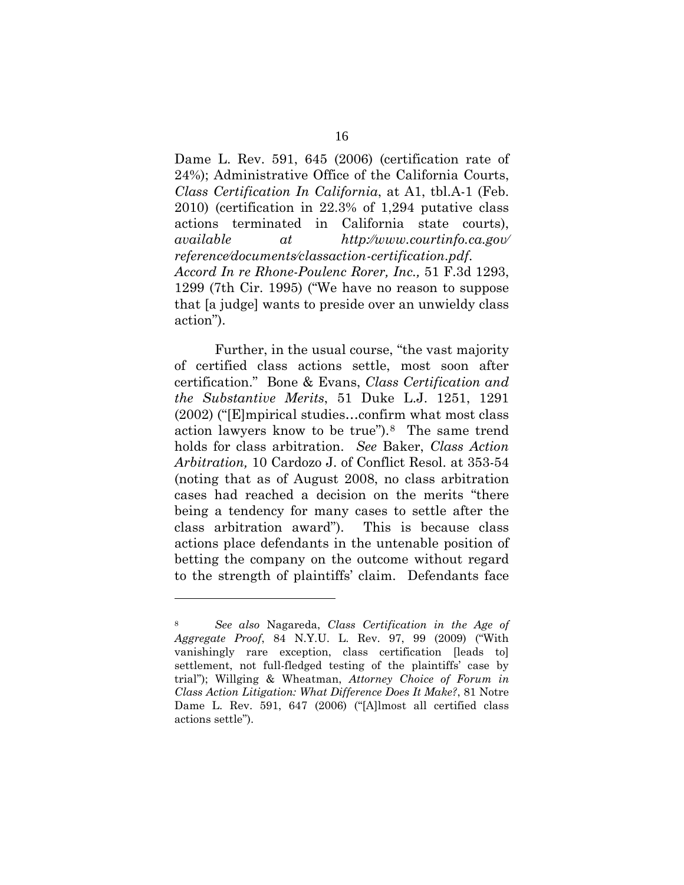Dame L. Rev. 591, 645 (2006) (certification rate of 24%); Administrative Office of the California Courts, *Class Certification In California*, at A1, tbl.A-1 (Feb. 2010) (certification in 22.3% of 1,294 putative class actions terminated in California state courts), *available at http://www.courtinfo.ca.gov/reference/documents/classaction-certification.pdf*. *Accord In re Rhone-Poulenc Rorer, Inc.,* 51 F.3d 1293, 1299 (7th Cir. 1995) ("We have no reason to suppose that [a judge] wants to preside over an unwieldy class action").

Further, in the usual course, "the vast majority of certified class actions settle, most soon after certification." Bone & Evans, *Class Certification and the Substantive Merits*, 51 Duke L.J. 1251, 1291 (2002) ("[E]mpirical studies…confirm what most class action lawyers know to be true").[8] The same trend holds for class arbitration. *See* Baker, *Class Action Arbitration,* 10 Cardozo J. of Conflict Resol. at 353-54 (noting that as of August 2008, no class arbitration cases had reached a decision on the merits "there being a tendency for many cases to settle after the class arbitration award"). This is because class actions place defendants in the untenable position of betting the company on the outcome without regard to the strength of plaintiffs' claim. Defendants face

---

[8] *See also* Nagareda, *Class Certification in the Age of Aggregate Proof*, 84 N.Y.U. L. Rev. 97, 99 (2009) ("With vanishingly rare exception, class certification [leads to] settlement, not full-fledged testing of the plaintiffs' case by trial"); Willging & Wheatman, *Attorney Choice of Forum in Class Action Litigation: What Difference Does It Make?*, 81 Notre Dame L. Rev. 591, 647 (2006) ("[A]lmost all certified class actions settle").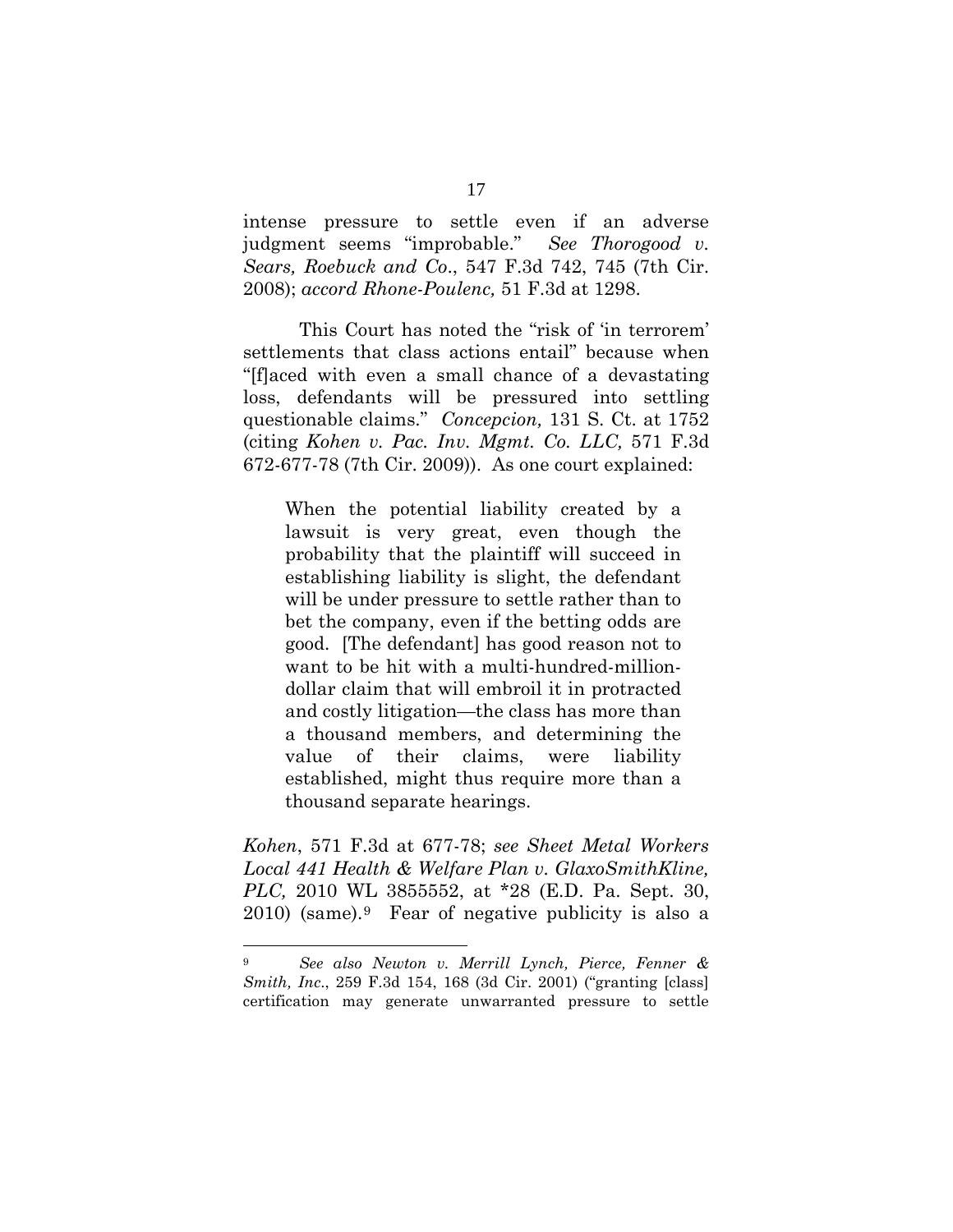intense pressure to settle even if an adverse judgment seems "improbable." *See Thorogood v. Sears, Roebuck and Co*., 547 F.3d 742, 745 (7th Cir. 2008); *accord Rhone-Poulenc,* 51 F.3d at 1298.

This Court has noted the "risk of 'in terrorem' settlements that class actions entail" because when "[f]aced with even a small chance of a devastating loss, defendants will be pressured into settling questionable claims." *Concepcion,* 131 S. Ct. at 1752 (citing *Kohen v. Pac. Inv. Mgmt. Co. LLC,* 571 F.3d 672-677-78 (7th Cir. 2009)). As one court explained:

> When the potential liability created by a lawsuit is very great, even though the probability that the plaintiff will succeed in establishing liability is slight, the defendant will be under pressure to settle rather than to bet the company, even if the betting odds are good. [The defendant] has good reason not to want to be hit with a multi-hundred-million-dollar claim that will embroil it in protracted and costly litigation—the class has more than a thousand members, and determining the value of their claims, were liability established, might thus require more than a thousand separate hearings.

*Kohen*, 571 F.3d at 677-78; *see Sheet Metal Workers Local 441 Health & Welfare Plan v. GlaxoSmithKline, PLC,* 2010 WL 3855552, at *28 (E.D. Pa. Sept. 30, 2010) (same).[9] Fear of negative publicity is also a

---

[9] *See also Newton v. Merrill Lynch, Pierce, Fenner & Smith, Inc*., 259 F.3d 154, 168 (3d Cir. 2001) ("granting [class] certification may generate unwarranted pressure to settle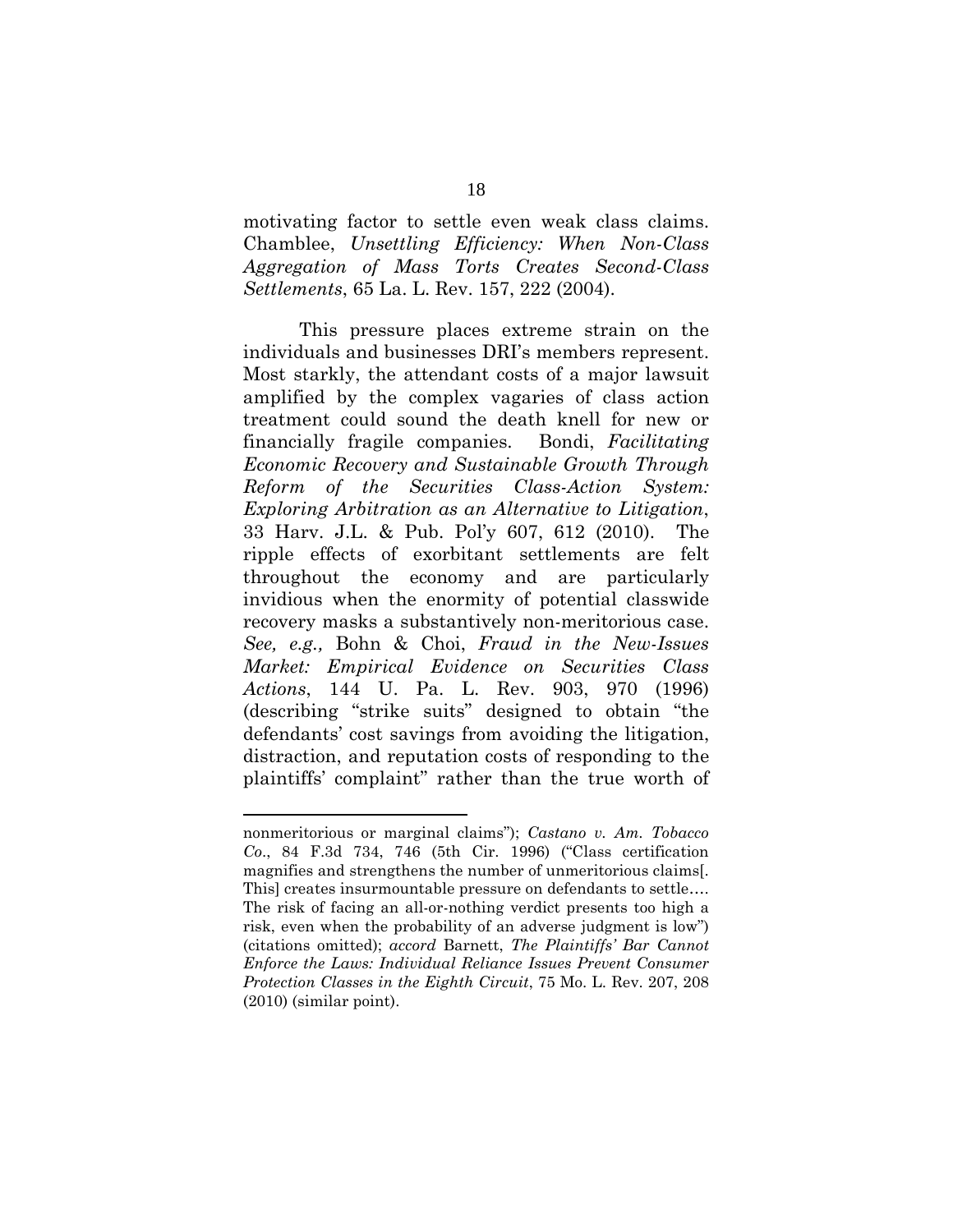motivating factor to settle even weak class claims. Chamblee, *Unsettling Efficiency: When Non-Class Aggregation of Mass Torts Creates Second-Class Settlements*, 65 La. L. Rev. 157, 222 (2004).

This pressure places extreme strain on the individuals and businesses DRI's members represent. Most starkly, the attendant costs of a major lawsuit amplified by the complex vagaries of class action treatment could sound the death knell for new or financially fragile companies. Bondi, *Facilitating Economic Recovery and Sustainable Growth Through Reform of the Securities Class-Action System: Exploring Arbitration as an Alternative to Litigation*, 33 Harv. J.L. & Pub. Pol'y 607, 612 (2010). The ripple effects of exorbitant settlements are felt throughout the economy and are particularly invidious when the enormity of potential classwide recovery masks a substantively non-meritorious case. *See, e.g.,* Bohn & Choi, *Fraud in the New-Issues Market: Empirical Evidence on Securities Class Actions*, 144 U. Pa. L. Rev. 903, 970 (1996) (describing "strike suits" designed to obtain "the defendants' cost savings from avoiding the litigation, distraction, and reputation costs of responding to the plaintiffs' complaint" rather than the true worth of

---

nonmeritorious or marginal claims"); *Castano v. Am. Tobacco Co*., 84 F.3d 734, 746 (5th Cir. 1996) ("Class certification magnifies and strengthens the number of unmeritorious claims[. This] creates insurmountable pressure on defendants to settle…. The risk of facing an all-or-nothing verdict presents too high a risk, even when the probability of an adverse judgment is low") (citations omitted); *accord* Barnett, *The Plaintiffs' Bar Cannot Enforce the Laws: Individual Reliance Issues Prevent Consumer Protection Classes in the Eighth Circuit*, 75 Mo. L. Rev. 207, 208 (2010) (similar point).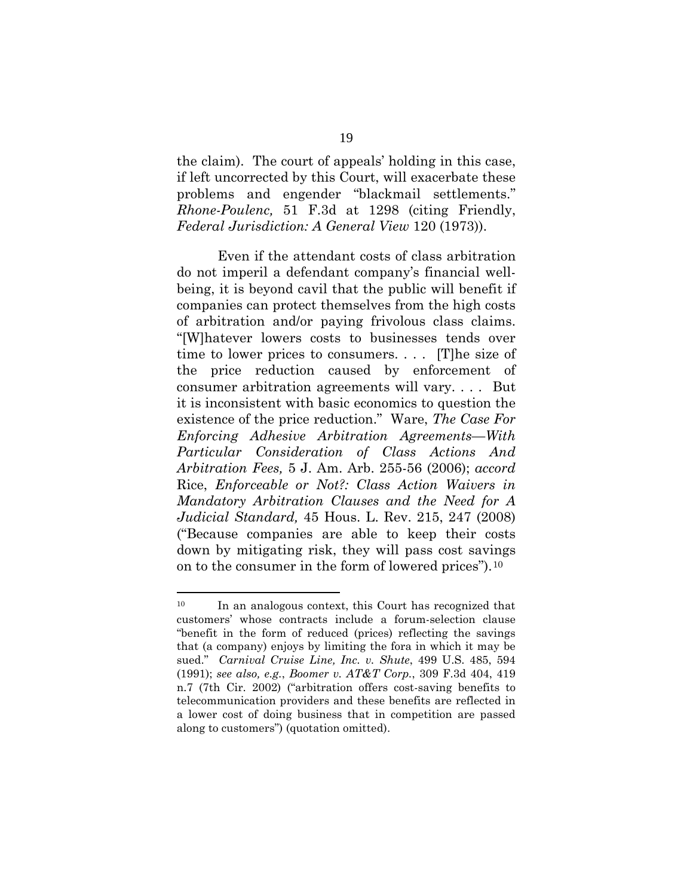the claim). The court of appeals' holding in this case, if left uncorrected by this Court, will exacerbate these problems and engender "blackmail settlements." *Rhone-Poulenc,* 51 F.3d at 1298 (citing Friendly, *Federal Jurisdiction: A General View* 120 (1973)).

Even if the attendant costs of class arbitration do not imperil a defendant company's financial well-being, it is beyond cavil that the public will benefit if companies can protect themselves from the high costs of arbitration and/or paying frivolous class claims. "[W]hatever lowers costs to businesses tends over time to lower prices to consumers. . . . [T]he size of the price reduction caused by enforcement of consumer arbitration agreements will vary. . . . But it is inconsistent with basic economics to question the existence of the price reduction." Ware, *The Case For Enforcing Adhesive Arbitration Agreements—With Particular Consideration of Class Actions And Arbitration Fees,* 5 J. Am. Arb. 255-56 (2006); *accord* Rice, *Enforceable or Not?: Class Action Waivers in Mandatory Arbitration Clauses and the Need for A Judicial Standard,* 45 Hous. L. Rev. 215, 247 (2008) ("Because companies are able to keep their costs down by mitigating risk, they will pass cost savings on to the consumer in the form of lowered prices").[10]

---

[10] In an analogous context, this Court has recognized that customers' whose contracts include a forum-selection clause "benefit in the form of reduced (prices) reflecting the savings that (a company) enjoys by limiting the fora in which it may be sued." *Carnival Cruise Line, Inc. v. Shute*, 499 U.S. 485, 594 (1991); *see also, e.g.*, *Boomer v. AT&T Corp.*, 309 F.3d 404, 419 n.7 (7th Cir. 2002) ("arbitration offers cost-saving benefits to telecommunication providers and these benefits are reflected in a lower cost of doing business that in competition are passed along to customers") (quotation omitted).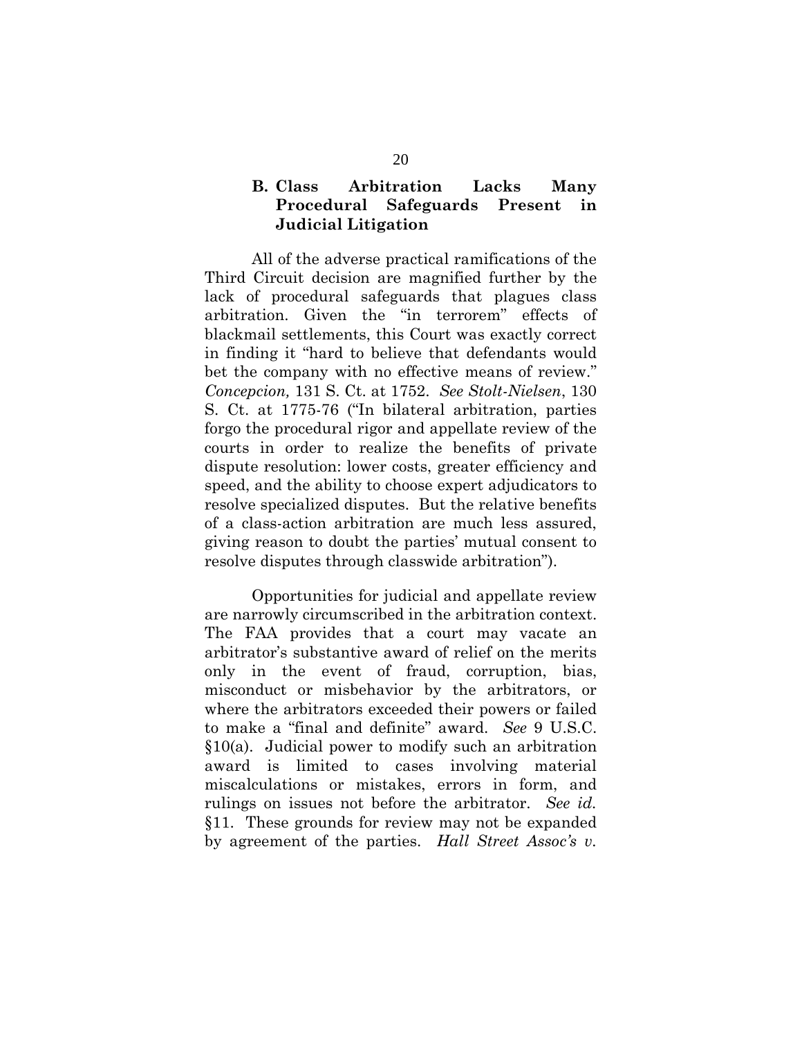### B. Class Arbitration Lacks Many Procedural Safeguards Present in Judicial Litigation

All of the adverse practical ramifications of the Third Circuit decision are magnified further by the lack of procedural safeguards that plagues class arbitration. Given the "in terrorem" effects of blackmail settlements, this Court was exactly correct in finding it "hard to believe that defendants would bet the company with no effective means of review." *Concepcion,* 131 S. Ct. at 1752. *See Stolt-Nielsen*, 130 S. Ct. at 1775-76 ("In bilateral arbitration, parties forgo the procedural rigor and appellate review of the courts in order to realize the benefits of private dispute resolution: lower costs, greater efficiency and speed, and the ability to choose expert adjudicators to resolve specialized disputes. But the relative benefits of a class-action arbitration are much less assured, giving reason to doubt the parties' mutual consent to resolve disputes through classwide arbitration").

Opportunities for judicial and appellate review are narrowly circumscribed in the arbitration context. The FAA provides that a court may vacate an arbitrator's substantive award of relief on the merits only in the event of fraud, corruption, bias, misconduct or misbehavior by the arbitrators, or where the arbitrators exceeded their powers or failed to make a "final and definite" award. *See* 9 U.S.C. §10(a). Judicial power to modify such an arbitration award is limited to cases involving material miscalculations or mistakes, errors in form, and rulings on issues not before the arbitrator. *See id.* §11. These grounds for review may not be expanded by agreement of the parties. *Hall Street Assoc's v.*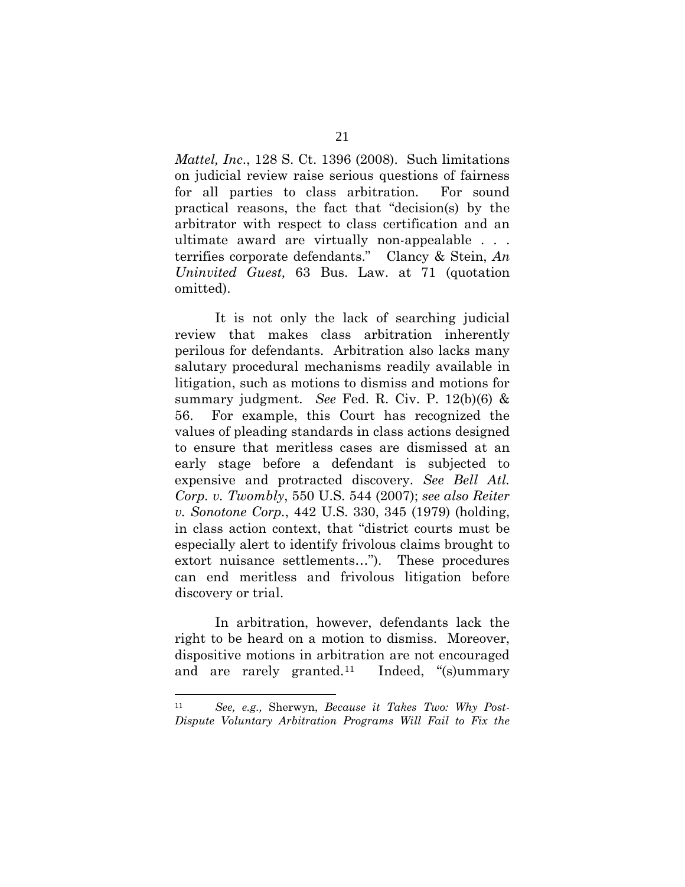*Mattel, Inc.*, 128 S. Ct. 1396 (2008). Such limitations on judicial review raise serious questions of fairness for all parties to class arbitration. For sound practical reasons, the fact that "decision(s) by the arbitrator with respect to class certification and an ultimate award are virtually non-appealable . . . terrifies corporate defendants." Clancy & Stein, *An Uninvited Guest,* 63 Bus. Law. at 71 (quotation omitted).

It is not only the lack of searching judicial review that makes class arbitration inherently perilous for defendants. Arbitration also lacks many salutary procedural mechanisms readily available in litigation, such as motions to dismiss and motions for summary judgment. *See* Fed. R. Civ. P. 12(b)(6) & 56. For example, this Court has recognized the values of pleading standards in class actions designed to ensure that meritless cases are dismissed at an early stage before a defendant is subjected to expensive and protracted discovery. *See Bell Atl. Corp. v. Twombly*, 550 U.S. 544 (2007); *see also Reiter v. Sonotone Corp.*, 442 U.S. 330, 345 (1979) (holding, in class action context, that "district courts must be especially alert to identify frivolous claims brought to extort nuisance settlements…"). These procedures can end meritless and frivolous litigation before discovery or trial.

In arbitration, however, defendants lack the right to be heard on a motion to dismiss. Moreover, dispositive motions in arbitration are not encouraged and are rarely granted.[11] Indeed, "(s)ummary

---

[11] *See, e.g.,* Sherwyn, *Because it Takes Two: Why Post-Dispute Voluntary Arbitration Programs Will Fail to Fix the*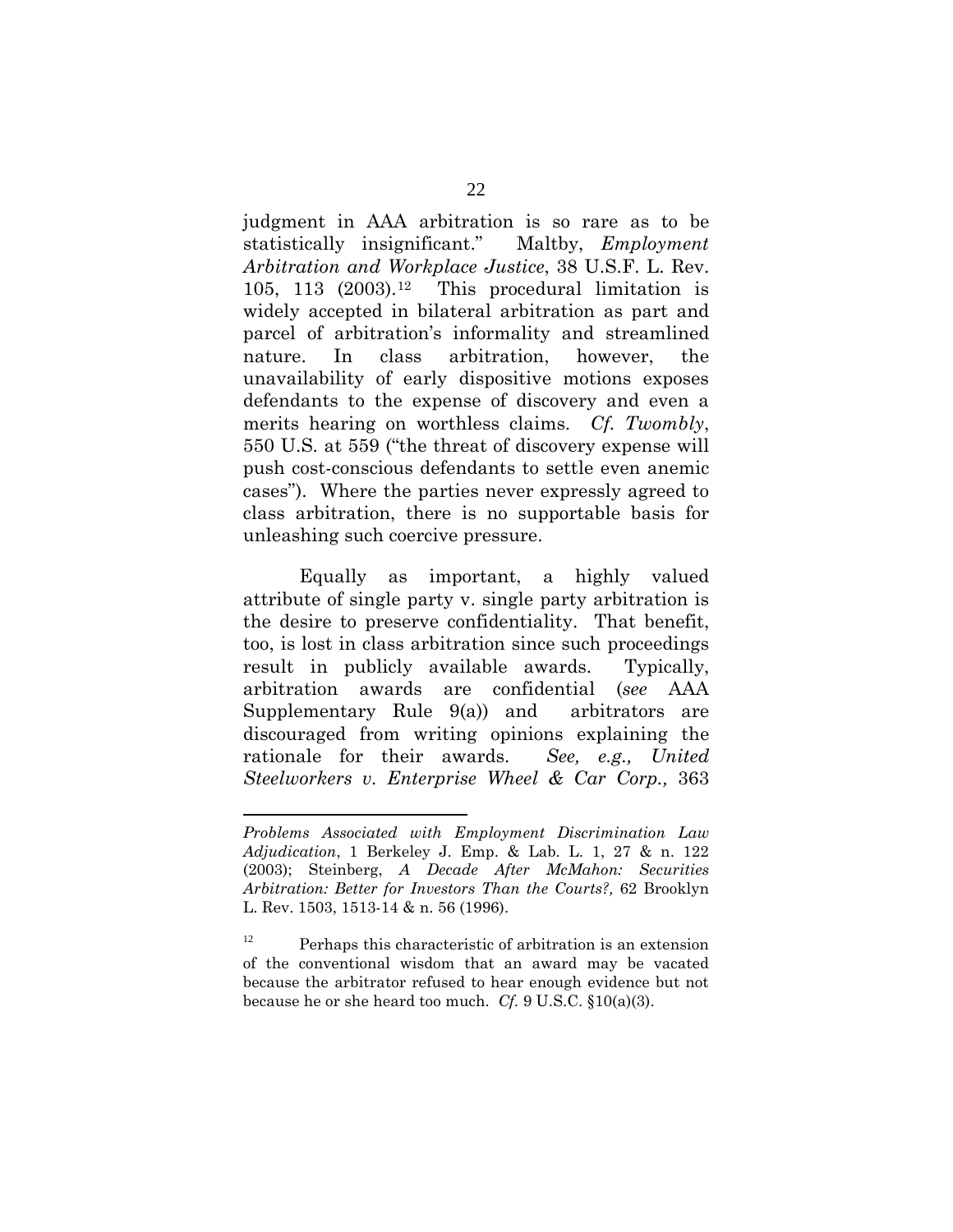judgment in AAA arbitration is so rare as to be statistically insignificant." Maltby, *Employment Arbitration and Workplace Justice*, 38 U.S.F. L. Rev. 105, 113 (2003).[12] This procedural limitation is widely accepted in bilateral arbitration as part and parcel of arbitration's informality and streamlined nature. In class arbitration, however, the unavailability of early dispositive motions exposes defendants to the expense of discovery and even a merits hearing on worthless claims. *Cf. Twombly*, 550 U.S. at 559 ("the threat of discovery expense will push cost-conscious defendants to settle even anemic cases"). Where the parties never expressly agreed to class arbitration, there is no supportable basis for unleashing such coercive pressure.

Equally as important, a highly valued attribute of single party v. single party arbitration is the desire to preserve confidentiality. That benefit, too, is lost in class arbitration since such proceedings result in publicly available awards. Typically, arbitration awards are confidential (*see* AAA Supplementary Rule 9(a)) and arbitrators are discouraged from writing opinions explaining the rationale for their awards. *See, e.g., United Steelworkers v. Enterprise Wheel & Car Corp.,* 363

---

*Problems Associated with Employment Discrimination Law Adjudication*, 1 Berkeley J. Emp. & Lab. L. 1, 27 & n. 122 (2003); Steinberg, *A Decade After McMahon: Securities Arbitration: Better for Investors Than the Courts?,* 62 Brooklyn L. Rev. 1503, 1513-14 & n. 56 (1996).

[12] Perhaps this characteristic of arbitration is an extension of the conventional wisdom that an award may be vacated because the arbitrator refused to hear enough evidence but not because he or she heard too much. *Cf.* 9 U.S.C. §10(a)(3).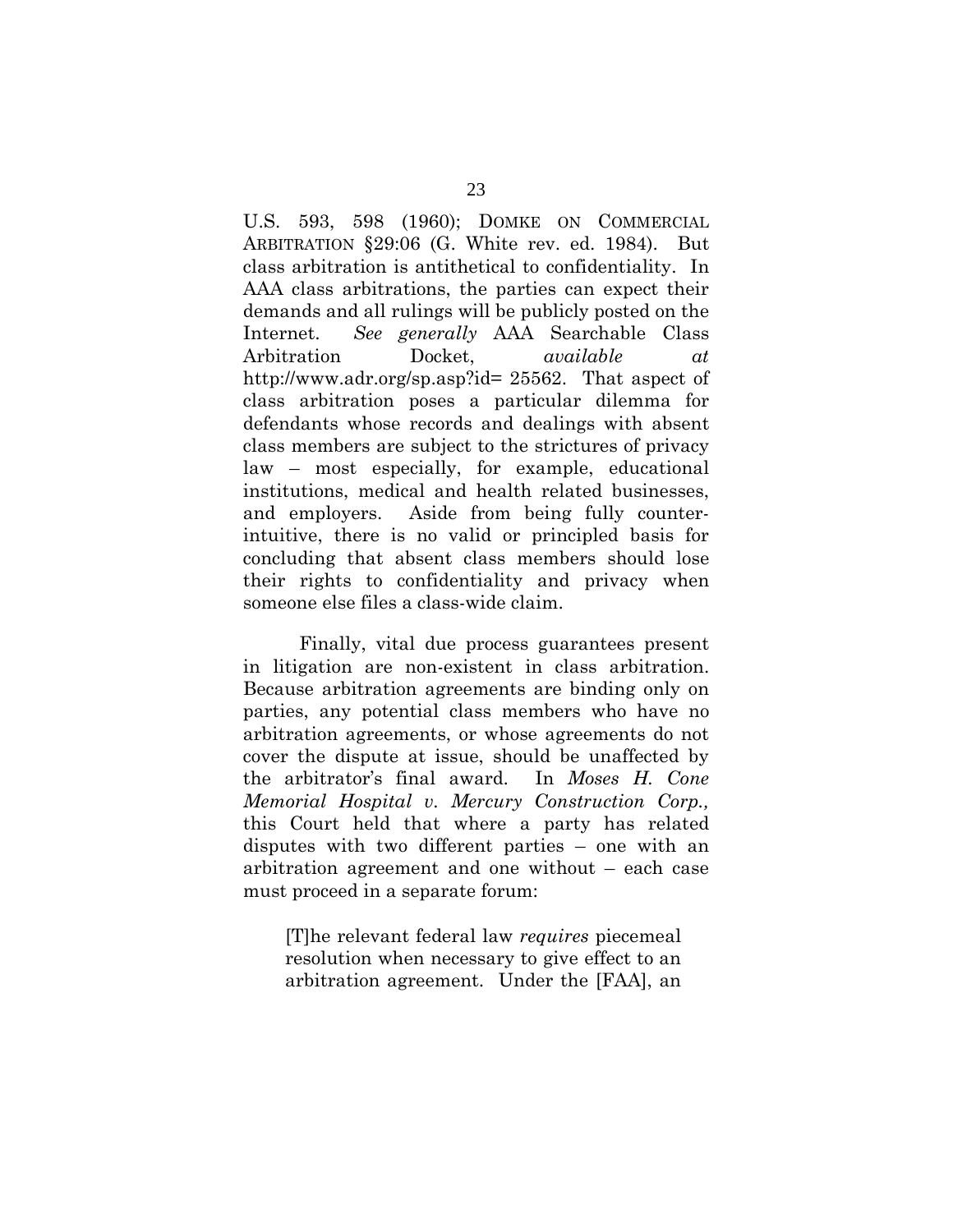U.S. 593, 598 (1960); DOMKE ON COMMERCIAL ARBITRATION §29:06 (G. White rev. ed. 1984). But class arbitration is antithetical to confidentiality. In AAA class arbitrations, the parties can expect their demands and all rulings will be publicly posted on the Internet. *See generally* AAA Searchable Class Arbitration Docket, *available at* http://www.adr.org/sp.asp?id= 25562. That aspect of class arbitration poses a particular dilemma for defendants whose records and dealings with absent class members are subject to the strictures of privacy law – most especially, for example, educational institutions, medical and health related businesses, and employers. Aside from being fully counter-intuitive, there is no valid or principled basis for concluding that absent class members should lose their rights to confidentiality and privacy when someone else files a class-wide claim.

Finally, vital due process guarantees present in litigation are non-existent in class arbitration. Because arbitration agreements are binding only on parties, any potential class members who have no arbitration agreements, or whose agreements do not cover the dispute at issue, should be unaffected by the arbitrator's final award. In *Moses H. Cone Memorial Hospital v. Mercury Construction Corp.,* this Court held that where a party has related disputes with two different parties – one with an arbitration agreement and one without – each case must proceed in a separate forum:

> [T]he relevant federal law *requires* piecemeal resolution when necessary to give effect to an arbitration agreement. Under the [FAA], an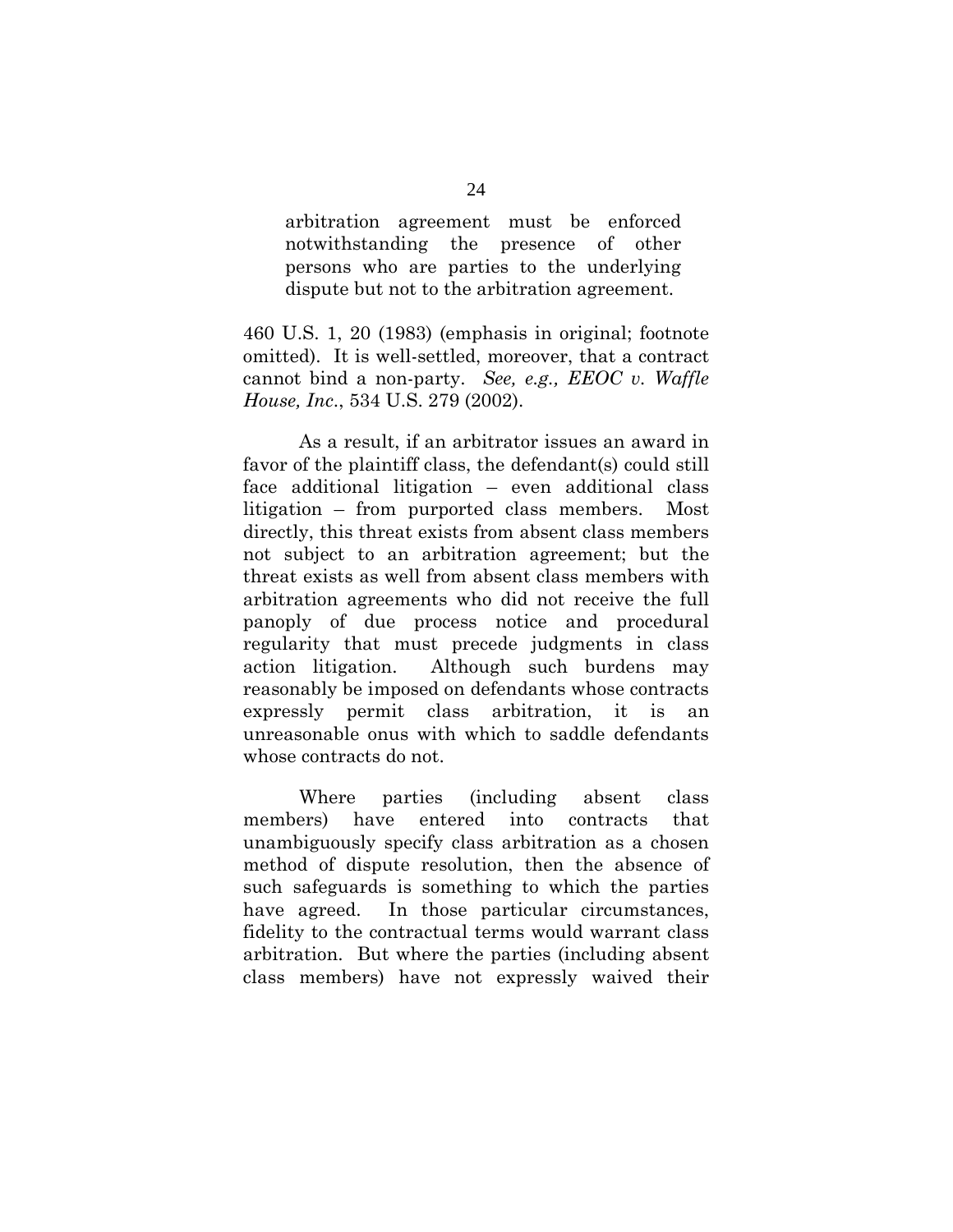> arbitration agreement must be enforced notwithstanding the presence of other persons who are parties to the underlying dispute but not to the arbitration agreement.

460 U.S. 1, 20 (1983) (emphasis in original; footnote omitted). It is well-settled, moreover, that a contract cannot bind a non-party. *See, e.g., EEOC v. Waffle House, Inc.*, 534 U.S. 279 (2002).

As a result, if an arbitrator issues an award in favor of the plaintiff class, the defendant(s) could still face additional litigation – even additional class litigation – from purported class members. Most directly, this threat exists from absent class members not subject to an arbitration agreement; but the threat exists as well from absent class members with arbitration agreements who did not receive the full panoply of due process notice and procedural regularity that must precede judgments in class action litigation. Although such burdens may reasonably be imposed on defendants whose contracts expressly permit class arbitration, it is an unreasonable onus with which to saddle defendants whose contracts do not.

Where parties (including absent class members) have entered into contracts that unambiguously specify class arbitration as a chosen method of dispute resolution, then the absence of such safeguards is something to which the parties have agreed. In those particular circumstances, fidelity to the contractual terms would warrant class arbitration. But where the parties (including absent class members) have not expressly waived their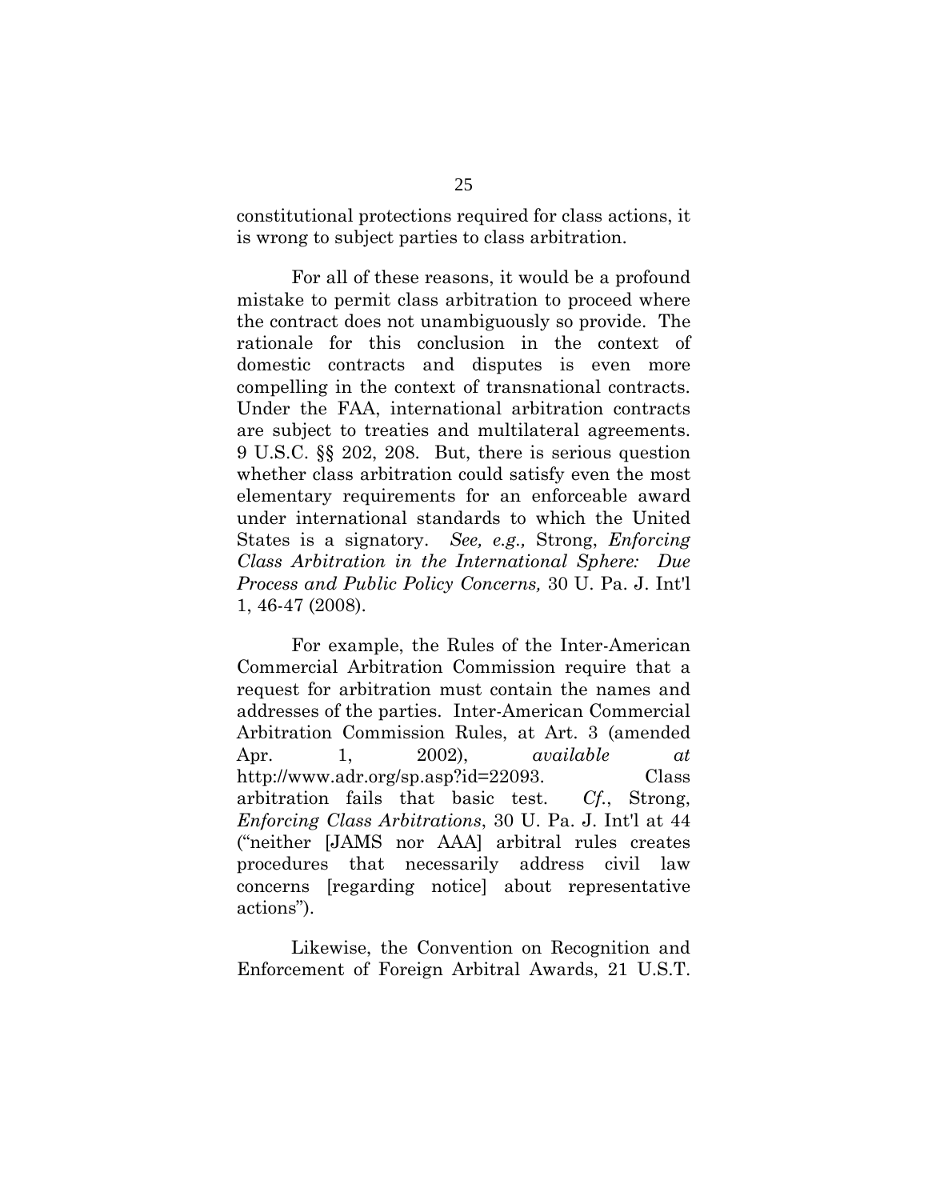constitutional protections required for class actions, it is wrong to subject parties to class arbitration.

For all of these reasons, it would be a profound mistake to permit class arbitration to proceed where the contract does not unambiguously so provide. The rationale for this conclusion in the context of domestic contracts and disputes is even more compelling in the context of transnational contracts. Under the FAA, international arbitration contracts are subject to treaties and multilateral agreements. 9 U.S.C. §§ 202, 208. But, there is serious question whether class arbitration could satisfy even the most elementary requirements for an enforceable award under international standards to which the United States is a signatory. *See, e.g.,* Strong, *Enforcing Class Arbitration in the International Sphere: Due Process and Public Policy Concerns,* 30 U. Pa. J. Int'l 1, 46-47 (2008).

For example, the Rules of the Inter-American Commercial Arbitration Commission require that a request for arbitration must contain the names and addresses of the parties. Inter-American Commercial Arbitration Commission Rules, at Art. 3 (amended Apr. 1, 2002), *available at* http://www.adr.org/sp.asp?id=22093. Class arbitration fails that basic test. *Cf.*, Strong, *Enforcing Class Arbitrations*, 30 U. Pa. J. Int'l at 44 ("neither [JAMS nor AAA] arbitral rules creates procedures that necessarily address civil law concerns [regarding notice] about representative actions").

Likewise, the Convention on Recognition and Enforcement of Foreign Arbitral Awards, 21 U.S.T.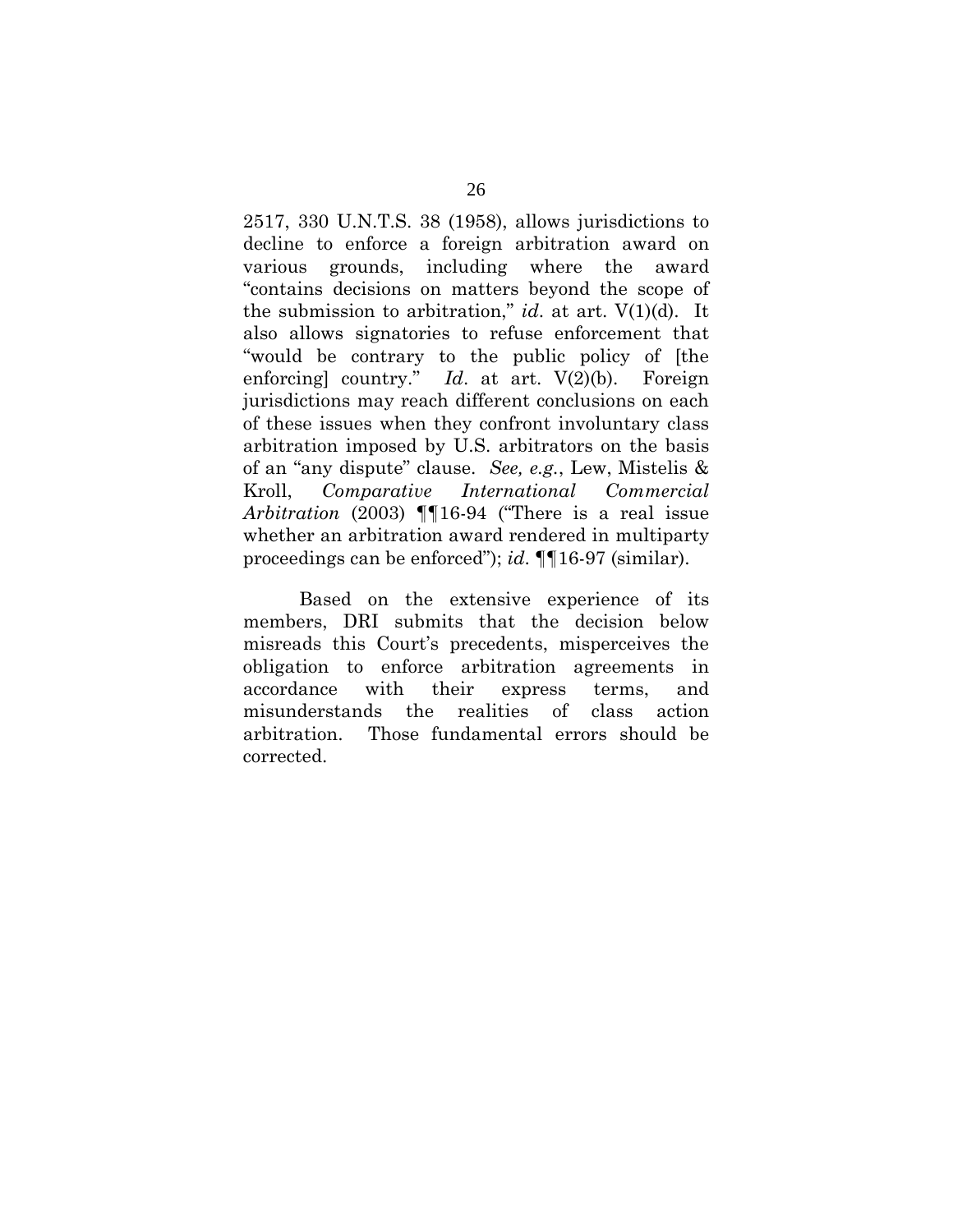2517, 330 U.N.T.S. 38 (1958), allows jurisdictions to decline to enforce a foreign arbitration award on various grounds, including where the award "contains decisions on matters beyond the scope of the submission to arbitration," *id*. at art. V(1)(d). It also allows signatories to refuse enforcement that "would be contrary to the public policy of [the enforcing] country." *Id*. at art. V(2)(b). Foreign jurisdictions may reach different conclusions on each of these issues when they confront involuntary class arbitration imposed by U.S. arbitrators on the basis of an "any dispute" clause. *See, e.g.*, Lew, Mistelis & Kroll, *Comparative International Commercial Arbitration* (2003) ¶¶16-94 ("There is a real issue whether an arbitration award rendered in multiparty proceedings can be enforced"); *id*. ¶¶16-97 (similar).

Based on the extensive experience of its members, DRI submits that the decision below misreads this Court's precedents, misperceives the obligation to enforce arbitration agreements in accordance with their express terms, and misunderstands the realities of class action arbitration. Those fundamental errors should be corrected.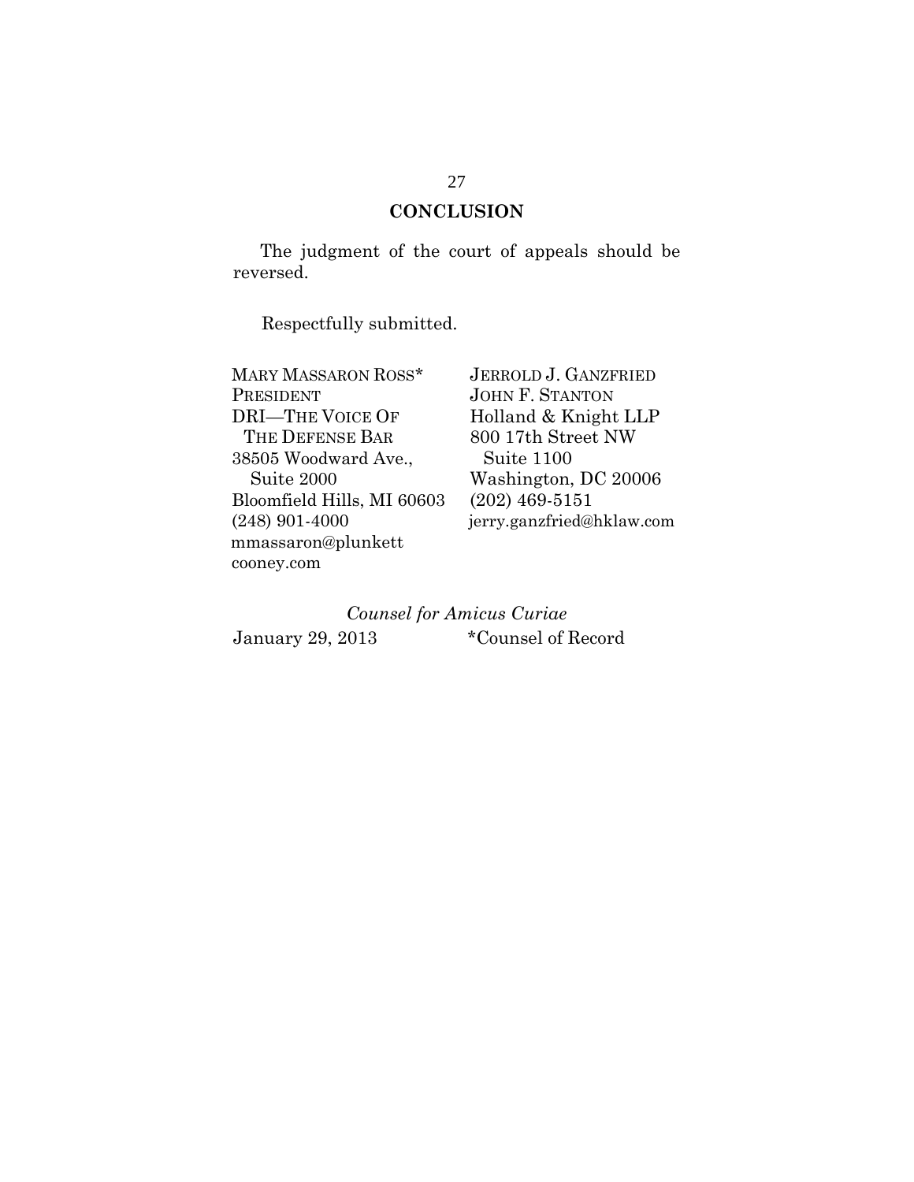## CONCLUSION

The judgment of the court of appeals should be reversed.

Respectfully submitted.

MARY MASSARON ROSS*
PRESIDENT
DRI—THE VOICE OF
THE DEFENSE BAR
38505 Woodward Ave.,
Suite 2000
Bloomfield Hills, MI 60603
(248) 901-4000
mmassaron@plunkett
cooney.com

JERROLD J. GANZFRIED
JOHN F. STANTON
Holland & Knight LLP
800 17th Street NW
Suite 1100
Washington, DC 20006
(202) 469-5151
jerry.ganzfried@hklaw.com

*Counsel for Amicus Curiae*

January 29, 2013

*Counsel of Record